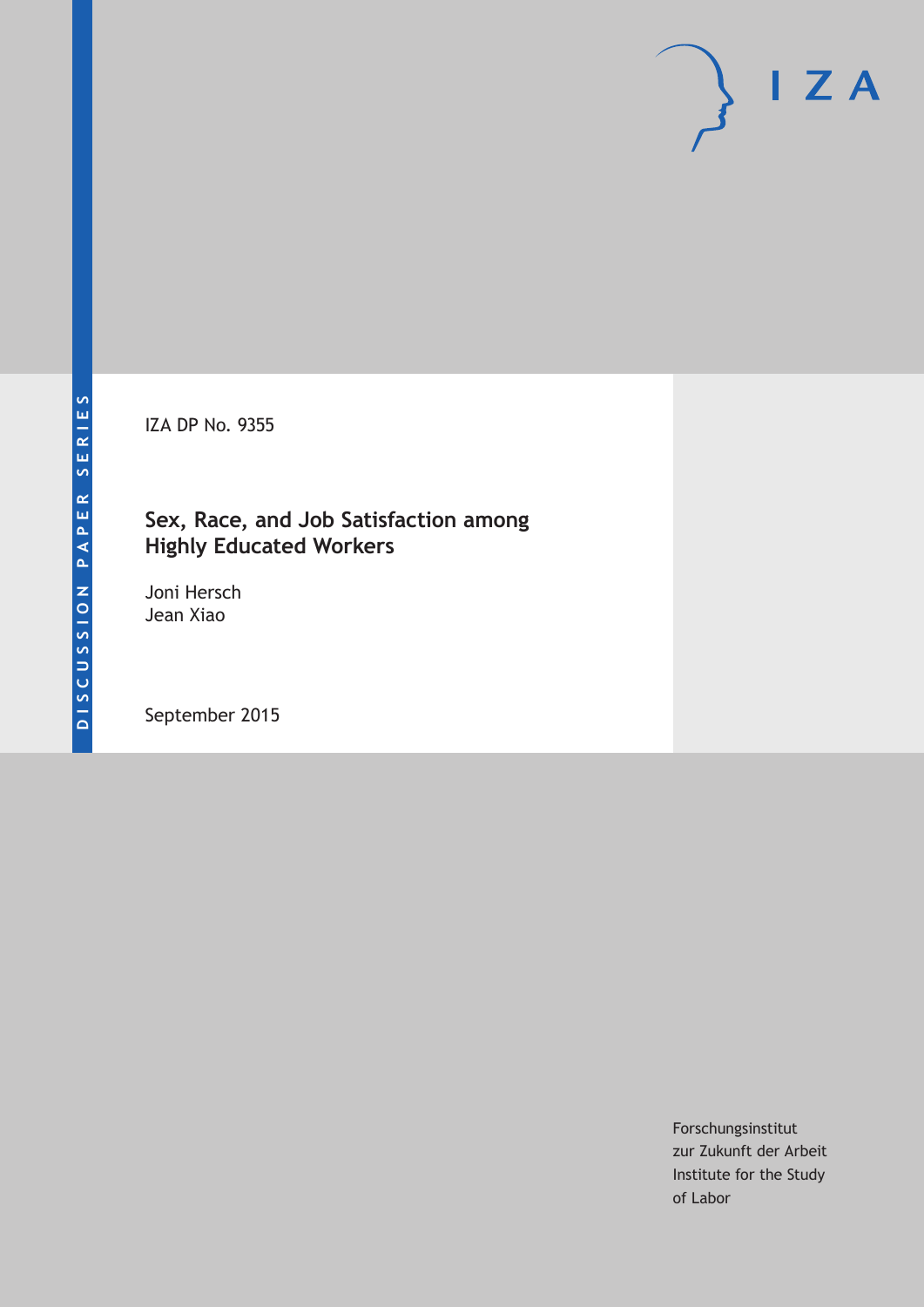DISCUSSION PAPER SERIES

IZA DP No. 9355

# Sex, Race, and Job Satisfaction among Highly Educated Workers

Joni Hersch
Jean Xiao

September 2015

Forschungsinstitut
zur Zukunft der Arbeit
Institute for the Study
of Labor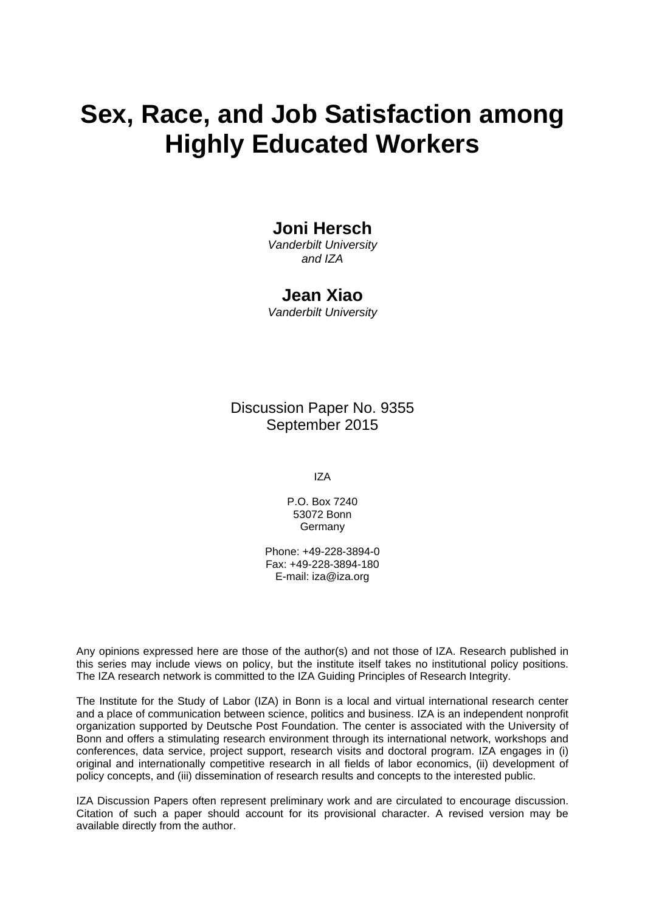# Sex, Race, and Job Satisfaction among Highly Educated Workers

**Joni Hersch**
*Vanderbilt University and IZA*

**Jean Xiao**
*Vanderbilt University*

Discussion Paper No. 9355
September 2015

IZA

P.O. Box 7240
53072 Bonn
Germany

Phone: +49-228-3894-0
Fax: +49-228-3894-180
E-mail: iza@iza.org

Any opinions expressed here are those of the author(s) and not those of IZA. Research published in this series may include views on policy, but the institute itself takes no institutional policy positions. The IZA research network is committed to the IZA Guiding Principles of Research Integrity.

The Institute for the Study of Labor (IZA) in Bonn is a local and virtual international research center and a place of communication between science, politics and business. IZA is an independent nonprofit organization supported by Deutsche Post Foundation. The center is associated with the University of Bonn and offers a stimulating research environment through its international network, workshops and conferences, data service, project support, research visits and doctoral program. IZA engages in (i) original and internationally competitive research in all fields of labor economics, (ii) development of policy concepts, and (iii) dissemination of research results and concepts to the interested public.

IZA Discussion Papers often represent preliminary work and are circulated to encourage discussion. Citation of such a paper should account for its provisional character. A revised version may be available directly from the author.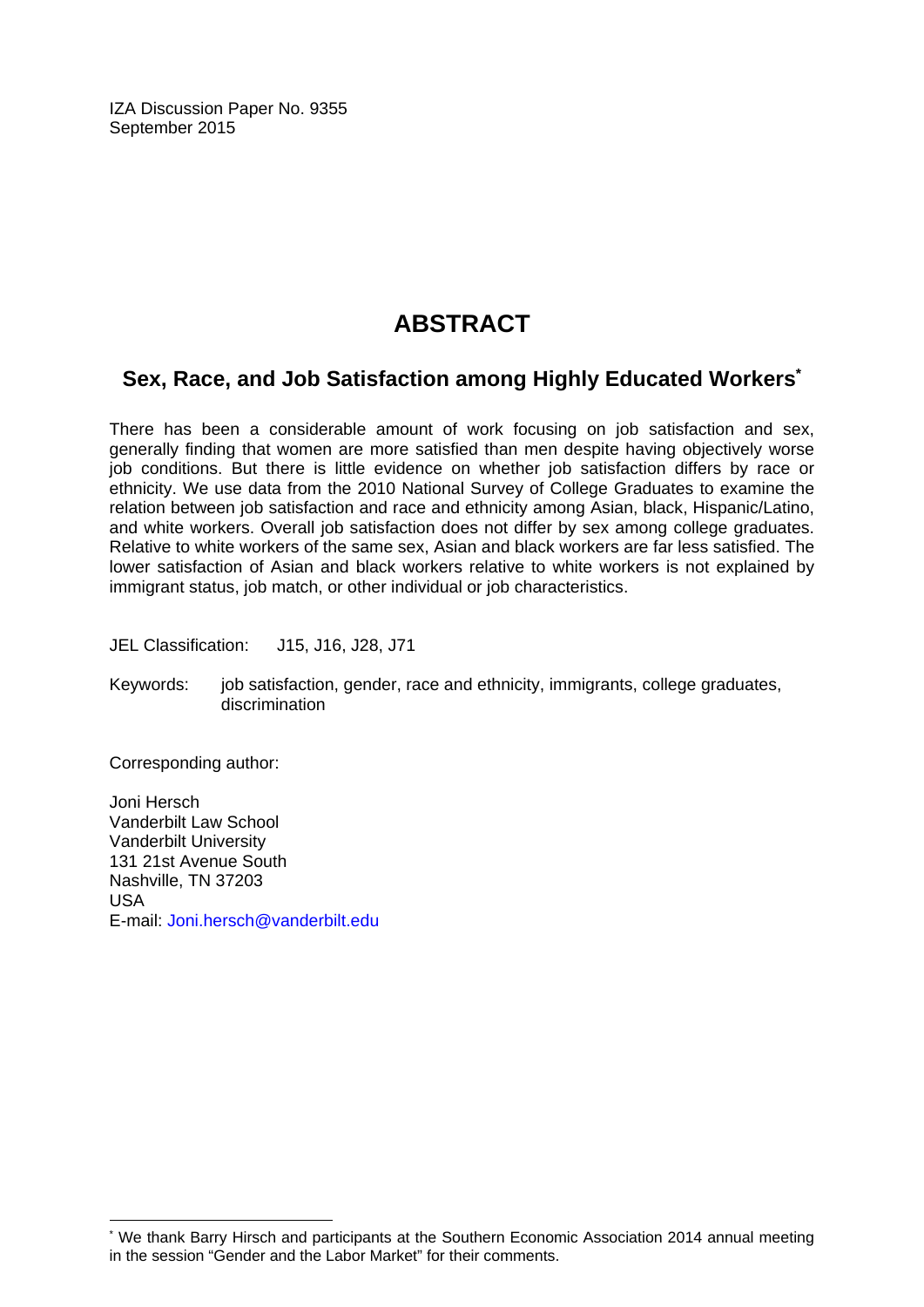IZA Discussion Paper No. 9355
September 2015

# ABSTRACT

## Sex, Race, and Job Satisfaction among Highly Educated Workers*

There has been a considerable amount of work focusing on job satisfaction and sex, generally finding that women are more satisfied than men despite having objectively worse job conditions. But there is little evidence on whether job satisfaction differs by race or ethnicity. We use data from the 2010 National Survey of College Graduates to examine the relation between job satisfaction and race and ethnicity among Asian, black, Hispanic/Latino, and white workers. Overall job satisfaction does not differ by sex among college graduates. Relative to white workers of the same sex, Asian and black workers are far less satisfied. The lower satisfaction of Asian and black workers relative to white workers is not explained by immigrant status, job match, or other individual or job characteristics.

JEL Classification: J15, J16, J28, J71

Keywords: job satisfaction, gender, race and ethnicity, immigrants, college graduates, discrimination

Corresponding author:

Joni Hersch
Vanderbilt Law School
Vanderbilt University
131 21st Avenue South
Nashville, TN 37203
USA
E-mail: Joni.hersch@vanderbilt.edu

* We thank Barry Hirsch and participants at the Southern Economic Association 2014 annual meeting in the session "Gender and the Labor Market" for their comments.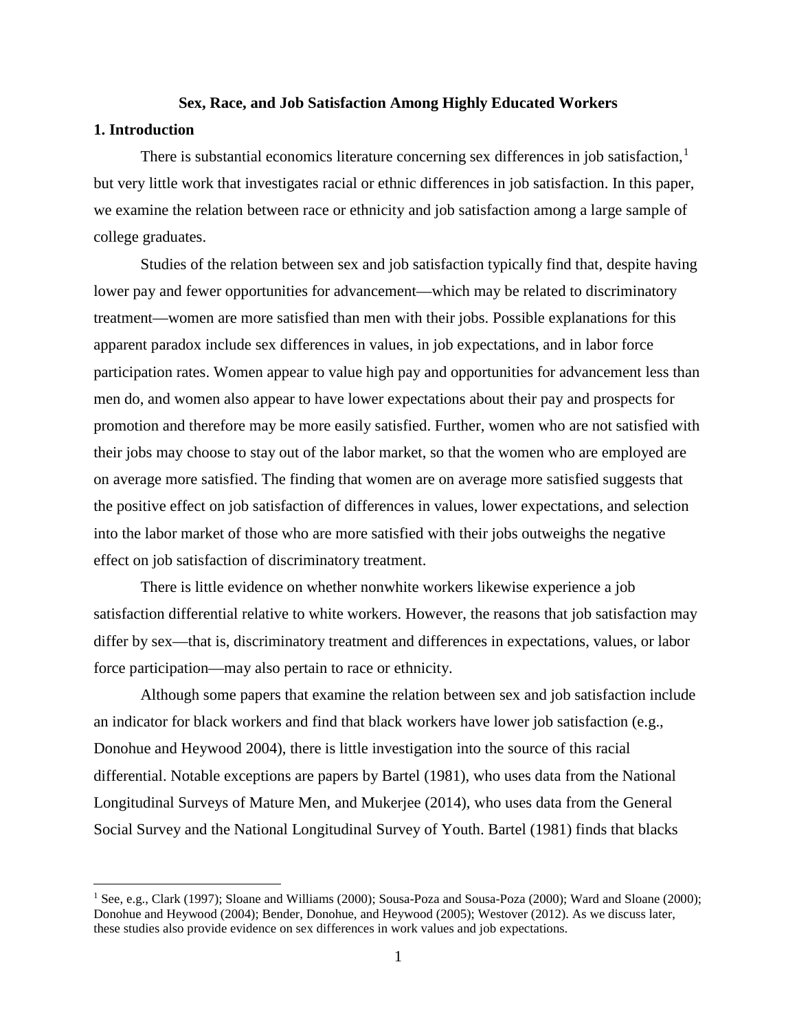# Sex, Race, and Job Satisfaction Among Highly Educated Workers

## 1. Introduction

There is substantial economics literature concerning sex differences in job satisfaction,[1] but very little work that investigates racial or ethnic differences in job satisfaction. In this paper, we examine the relation between race or ethnicity and job satisfaction among a large sample of college graduates.

Studies of the relation between sex and job satisfaction typically find that, despite having lower pay and fewer opportunities for advancement—which may be related to discriminatory treatment—women are more satisfied than men with their jobs. Possible explanations for this apparent paradox include sex differences in values, in job expectations, and in labor force participation rates. Women appear to value high pay and opportunities for advancement less than men do, and women also appear to have lower expectations about their pay and prospects for promotion and therefore may be more easily satisfied. Further, women who are not satisfied with their jobs may choose to stay out of the labor market, so that the women who are employed are on average more satisfied. The finding that women are on average more satisfied suggests that the positive effect on job satisfaction of differences in values, lower expectations, and selection into the labor market of those who are more satisfied with their jobs outweighs the negative effect on job satisfaction of discriminatory treatment.

There is little evidence on whether nonwhite workers likewise experience a job satisfaction differential relative to white workers. However, the reasons that job satisfaction may differ by sex—that is, discriminatory treatment and differences in expectations, values, or labor force participation—may also pertain to race or ethnicity.

Although some papers that examine the relation between sex and job satisfaction include an indicator for black workers and find that black workers have lower job satisfaction (e.g., Donohue and Heywood 2004), there is little investigation into the source of this racial differential. Notable exceptions are papers by Bartel (1981), who uses data from the National Longitudinal Surveys of Mature Men, and Mukerjee (2014), who uses data from the General Social Survey and the National Longitudinal Survey of Youth. Bartel (1981) finds that blacks

[1] See, e.g., Clark (1997); Sloane and Williams (2000); Sousa-Poza and Sousa-Poza (2000); Ward and Sloane (2000); Donohue and Heywood (2004); Bender, Donohue, and Heywood (2005); Westover (2012). As we discuss later, these studies also provide evidence on sex differences in work values and job expectations.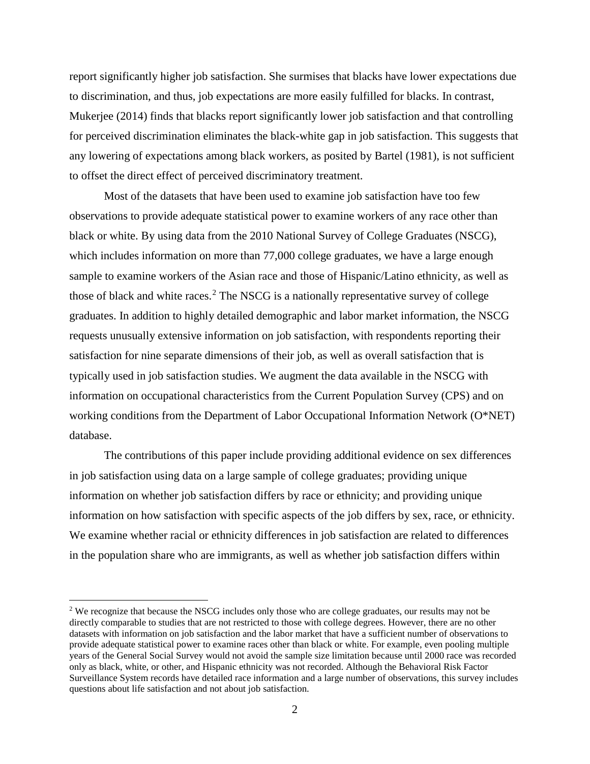report significantly higher job satisfaction. She surmises that blacks have lower expectations due to discrimination, and thus, job expectations are more easily fulfilled for blacks. In contrast, Mukerjee (2014) finds that blacks report significantly lower job satisfaction and that controlling for perceived discrimination eliminates the black-white gap in job satisfaction. This suggests that any lowering of expectations among black workers, as posited by Bartel (1981), is not sufficient to offset the direct effect of perceived discriminatory treatment.

Most of the datasets that have been used to examine job satisfaction have too few observations to provide adequate statistical power to examine workers of any race other than black or white. By using data from the 2010 National Survey of College Graduates (NSCG), which includes information on more than 77,000 college graduates, we have a large enough sample to examine workers of the Asian race and those of Hispanic/Latino ethnicity, as well as those of black and white races.[2] The NSCG is a nationally representative survey of college graduates. In addition to highly detailed demographic and labor market information, the NSCG requests unusually extensive information on job satisfaction, with respondents reporting their satisfaction for nine separate dimensions of their job, as well as overall satisfaction that is typically used in job satisfaction studies. We augment the data available in the NSCG with information on occupational characteristics from the Current Population Survey (CPS) and on working conditions from the Department of Labor Occupational Information Network (O*NET) database.

The contributions of this paper include providing additional evidence on sex differences in job satisfaction using data on a large sample of college graduates; providing unique information on whether job satisfaction differs by race or ethnicity; and providing unique information on how satisfaction with specific aspects of the job differs by sex, race, or ethnicity. We examine whether racial or ethnicity differences in job satisfaction are related to differences in the population share who are immigrants, as well as whether job satisfaction differs within

[2] We recognize that because the NSCG includes only those who are college graduates, our results may not be directly comparable to studies that are not restricted to those with college degrees. However, there are no other datasets with information on job satisfaction and the labor market that have a sufficient number of observations to provide adequate statistical power to examine races other than black or white. For example, even pooling multiple years of the General Social Survey would not avoid the sample size limitation because until 2000 race was recorded only as black, white, or other, and Hispanic ethnicity was not recorded. Although the Behavioral Risk Factor Surveillance System records have detailed race information and a large number of observations, this survey includes questions about life satisfaction and not about job satisfaction.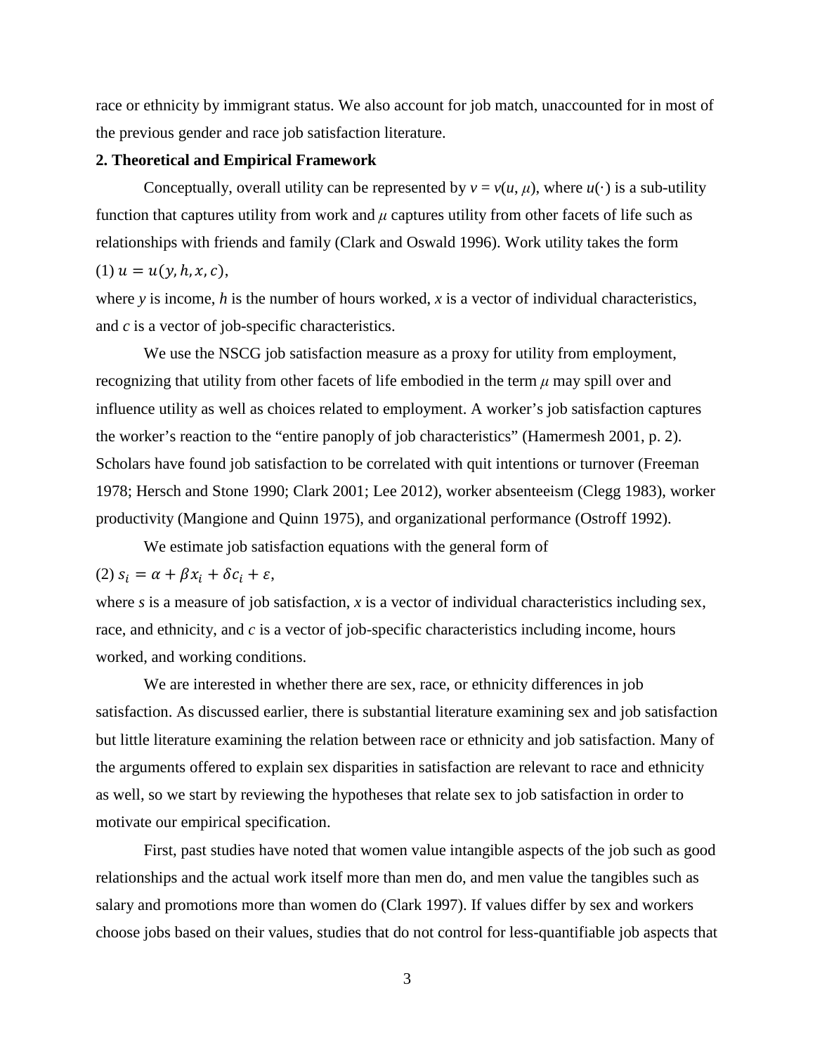race or ethnicity by immigrant status. We also account for job match, unaccounted for in most of the previous gender and race job satisfaction literature.

## 2. Theoretical and Empirical Framework

Conceptually, overall utility can be represented by $v = v(u, \mu)$, where $u(\cdot)$ is a sub-utility function that captures utility from work and $\mu$ captures utility from other facets of life such as relationships with friends and family (Clark and Oswald 1996). Work utility takes the form

(1) $u = u(y, h, x, c)$,

where $y$ is income, $h$ is the number of hours worked, $x$ is a vector of individual characteristics, and $c$ is a vector of job-specific characteristics.

We use the NSCG job satisfaction measure as a proxy for utility from employment, recognizing that utility from other facets of life embodied in the term $\mu$ may spill over and influence utility as well as choices related to employment. A worker's job satisfaction captures the worker's reaction to the "entire panoply of job characteristics" (Hamermesh 2001, p. 2). Scholars have found job satisfaction to be correlated with quit intentions or turnover (Freeman 1978; Hersch and Stone 1990; Clark 2001; Lee 2012), worker absenteeism (Clegg 1983), worker productivity (Mangione and Quinn 1975), and organizational performance (Ostroff 1992).

We estimate job satisfaction equations with the general form of

(2) $s_i = \alpha + \beta x_i + \delta c_i + \varepsilon$,

where $s$ is a measure of job satisfaction, $x$ is a vector of individual characteristics including sex, race, and ethnicity, and $c$ is a vector of job-specific characteristics including income, hours worked, and working conditions.

We are interested in whether there are sex, race, or ethnicity differences in job satisfaction. As discussed earlier, there is substantial literature examining sex and job satisfaction but little literature examining the relation between race or ethnicity and job satisfaction. Many of the arguments offered to explain sex disparities in satisfaction are relevant to race and ethnicity as well, so we start by reviewing the hypotheses that relate sex to job satisfaction in order to motivate our empirical specification.

First, past studies have noted that women value intangible aspects of the job such as good relationships and the actual work itself more than men do, and men value the tangibles such as salary and promotions more than women do (Clark 1997). If values differ by sex and workers choose jobs based on their values, studies that do not control for less-quantifiable job aspects that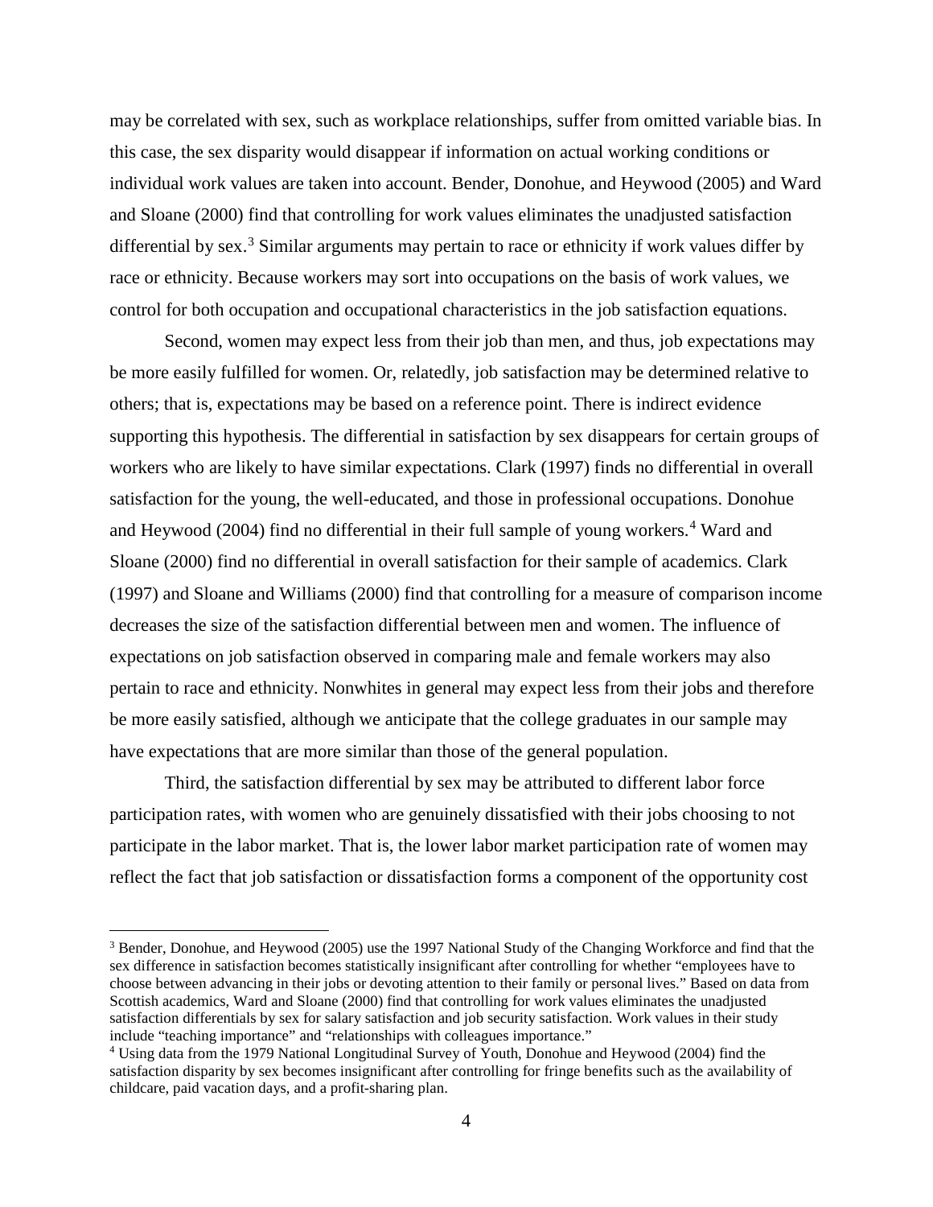may be correlated with sex, such as workplace relationships, suffer from omitted variable bias. In this case, the sex disparity would disappear if information on actual working conditions or individual work values are taken into account. Bender, Donohue, and Heywood (2005) and Ward and Sloane (2000) find that controlling for work values eliminates the unadjusted satisfaction differential by sex.[3] Similar arguments may pertain to race or ethnicity if work values differ by race or ethnicity. Because workers may sort into occupations on the basis of work values, we control for both occupation and occupational characteristics in the job satisfaction equations.

Second, women may expect less from their job than men, and thus, job expectations may be more easily fulfilled for women. Or, relatedly, job satisfaction may be determined relative to others; that is, expectations may be based on a reference point. There is indirect evidence supporting this hypothesis. The differential in satisfaction by sex disappears for certain groups of workers who are likely to have similar expectations. Clark (1997) finds no differential in overall satisfaction for the young, the well-educated, and those in professional occupations. Donohue and Heywood (2004) find no differential in their full sample of young workers.[4] Ward and Sloane (2000) find no differential in overall satisfaction for their sample of academics. Clark (1997) and Sloane and Williams (2000) find that controlling for a measure of comparison income decreases the size of the satisfaction differential between men and women. The influence of expectations on job satisfaction observed in comparing male and female workers may also pertain to race and ethnicity. Nonwhites in general may expect less from their jobs and therefore be more easily satisfied, although we anticipate that the college graduates in our sample may have expectations that are more similar than those of the general population.

Third, the satisfaction differential by sex may be attributed to different labor force participation rates, with women who are genuinely dissatisfied with their jobs choosing to not participate in the labor market. That is, the lower labor market participation rate of women may reflect the fact that job satisfaction or dissatisfaction forms a component of the opportunity cost

---

[3] Bender, Donohue, and Heywood (2005) use the 1997 National Study of the Changing Workforce and find that the sex difference in satisfaction becomes statistically insignificant after controlling for whether "employees have to choose between advancing in their jobs or devoting attention to their family or personal lives." Based on data from Scottish academics, Ward and Sloane (2000) find that controlling for work values eliminates the unadjusted satisfaction differentials by sex for salary satisfaction and job security satisfaction. Work values in their study include "teaching importance" and "relationships with colleagues importance."

[4] Using data from the 1979 National Longitudinal Survey of Youth, Donohue and Heywood (2004) find the satisfaction disparity by sex becomes insignificant after controlling for fringe benefits such as the availability of childcare, paid vacation days, and a profit-sharing plan.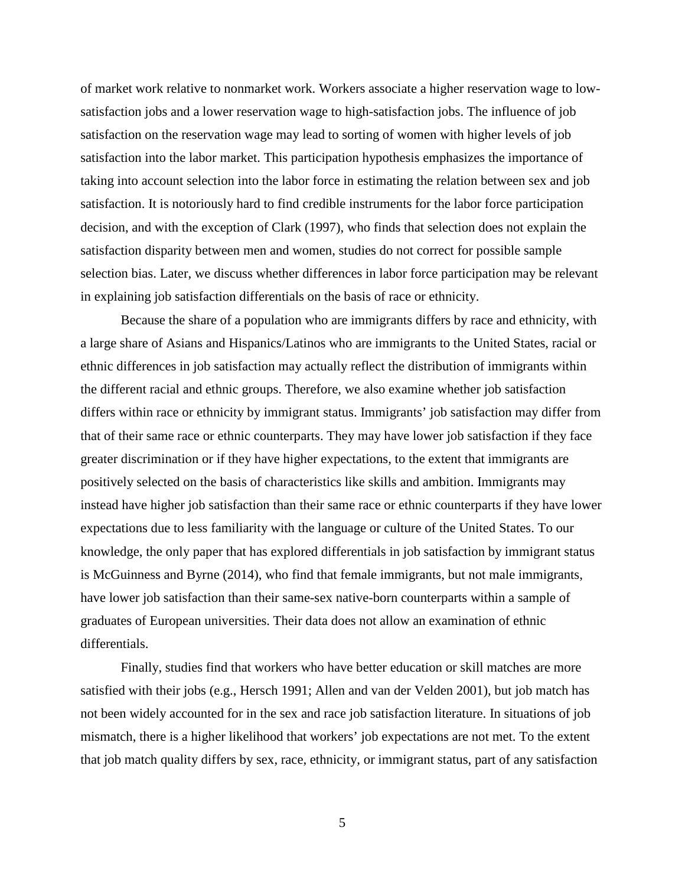of market work relative to nonmarket work. Workers associate a higher reservation wage to low-satisfaction jobs and a lower reservation wage to high-satisfaction jobs. The influence of job satisfaction on the reservation wage may lead to sorting of women with higher levels of job satisfaction into the labor market. This participation hypothesis emphasizes the importance of taking into account selection into the labor force in estimating the relation between sex and job satisfaction. It is notoriously hard to find credible instruments for the labor force participation decision, and with the exception of Clark (1997), who finds that selection does not explain the satisfaction disparity between men and women, studies do not correct for possible sample selection bias. Later, we discuss whether differences in labor force participation may be relevant in explaining job satisfaction differentials on the basis of race or ethnicity.

Because the share of a population who are immigrants differs by race and ethnicity, with a large share of Asians and Hispanics/Latinos who are immigrants to the United States, racial or ethnic differences in job satisfaction may actually reflect the distribution of immigrants within the different racial and ethnic groups. Therefore, we also examine whether job satisfaction differs within race or ethnicity by immigrant status. Immigrants' job satisfaction may differ from that of their same race or ethnic counterparts. They may have lower job satisfaction if they face greater discrimination or if they have higher expectations, to the extent that immigrants are positively selected on the basis of characteristics like skills and ambition. Immigrants may instead have higher job satisfaction than their same race or ethnic counterparts if they have lower expectations due to less familiarity with the language or culture of the United States. To our knowledge, the only paper that has explored differentials in job satisfaction by immigrant status is McGuinness and Byrne (2014), who find that female immigrants, but not male immigrants, have lower job satisfaction than their same-sex native-born counterparts within a sample of graduates of European universities. Their data does not allow an examination of ethnic differentials.

Finally, studies find that workers who have better education or skill matches are more satisfied with their jobs (e.g., Hersch 1991; Allen and van der Velden 2001), but job match has not been widely accounted for in the sex and race job satisfaction literature. In situations of job mismatch, there is a higher likelihood that workers' job expectations are not met. To the extent that job match quality differs by sex, race, ethnicity, or immigrant status, part of any satisfaction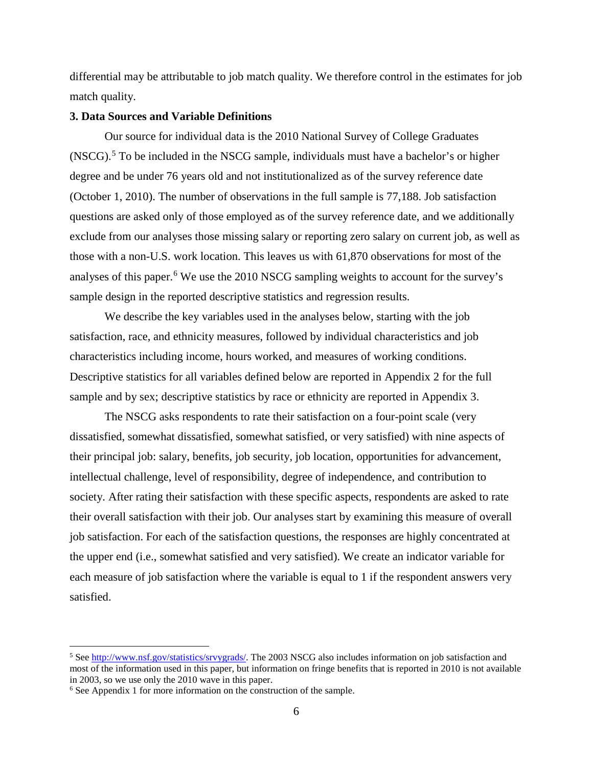differential may be attributable to job match quality. We therefore control in the estimates for job match quality.

## 3. Data Sources and Variable Definitions

Our source for individual data is the 2010 National Survey of College Graduates (NSCG).[5] To be included in the NSCG sample, individuals must have a bachelor's or higher degree and be under 76 years old and not institutionalized as of the survey reference date (October 1, 2010). The number of observations in the full sample is 77,188. Job satisfaction questions are asked only of those employed as of the survey reference date, and we additionally exclude from our analyses those missing salary or reporting zero salary on current job, as well as those with a non-U.S. work location. This leaves us with 61,870 observations for most of the analyses of this paper.[6] We use the 2010 NSCG sampling weights to account for the survey's sample design in the reported descriptive statistics and regression results.

We describe the key variables used in the analyses below, starting with the job satisfaction, race, and ethnicity measures, followed by individual characteristics and job characteristics including income, hours worked, and measures of working conditions. Descriptive statistics for all variables defined below are reported in Appendix 2 for the full sample and by sex; descriptive statistics by race or ethnicity are reported in Appendix 3.

The NSCG asks respondents to rate their satisfaction on a four-point scale (very dissatisfied, somewhat dissatisfied, somewhat satisfied, or very satisfied) with nine aspects of their principal job: salary, benefits, job security, job location, opportunities for advancement, intellectual challenge, level of responsibility, degree of independence, and contribution to society. After rating their satisfaction with these specific aspects, respondents are asked to rate their overall satisfaction with their job. Our analyses start by examining this measure of overall job satisfaction. For each of the satisfaction questions, the responses are highly concentrated at the upper end (i.e., somewhat satisfied and very satisfied). We create an indicator variable for each measure of job satisfaction where the variable is equal to 1 if the respondent answers very satisfied.

---

[5] See http://www.nsf.gov/statistics/srvygrads/. The 2003 NSCG also includes information on job satisfaction and most of the information used in this paper, but information on fringe benefits that is reported in 2010 is not available in 2003, so we use only the 2010 wave in this paper.

[6] See Appendix 1 for more information on the construction of the sample.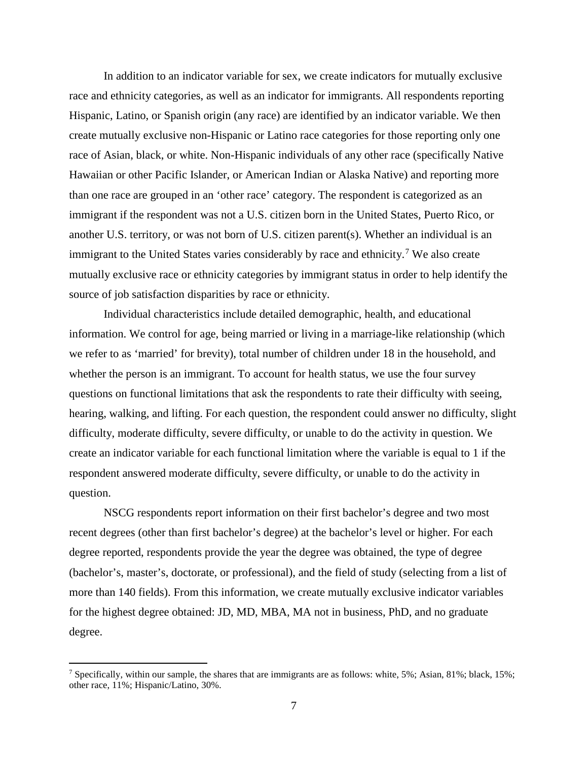In addition to an indicator variable for sex, we create indicators for mutually exclusive race and ethnicity categories, as well as an indicator for immigrants. All respondents reporting Hispanic, Latino, or Spanish origin (any race) are identified by an indicator variable. We then create mutually exclusive non-Hispanic or Latino race categories for those reporting only one race of Asian, black, or white. Non-Hispanic individuals of any other race (specifically Native Hawaiian or other Pacific Islander, or American Indian or Alaska Native) and reporting more than one race are grouped in an 'other race' category. The respondent is categorized as an immigrant if the respondent was not a U.S. citizen born in the United States, Puerto Rico, or another U.S. territory, or was not born of U.S. citizen parent(s). Whether an individual is an immigrant to the United States varies considerably by race and ethnicity.[7] We also create mutually exclusive race or ethnicity categories by immigrant status in order to help identify the source of job satisfaction disparities by race or ethnicity.

Individual characteristics include detailed demographic, health, and educational information. We control for age, being married or living in a marriage-like relationship (which we refer to as 'married' for brevity), total number of children under 18 in the household, and whether the person is an immigrant. To account for health status, we use the four survey questions on functional limitations that ask the respondents to rate their difficulty with seeing, hearing, walking, and lifting. For each question, the respondent could answer no difficulty, slight difficulty, moderate difficulty, severe difficulty, or unable to do the activity in question. We create an indicator variable for each functional limitation where the variable is equal to 1 if the respondent answered moderate difficulty, severe difficulty, or unable to do the activity in question.

NSCG respondents report information on their first bachelor's degree and two most recent degrees (other than first bachelor's degree) at the bachelor's level or higher. For each degree reported, respondents provide the year the degree was obtained, the type of degree (bachelor's, master's, doctorate, or professional), and the field of study (selecting from a list of more than 140 fields). From this information, we create mutually exclusive indicator variables for the highest degree obtained: JD, MD, MBA, MA not in business, PhD, and no graduate degree.

---

[7] Specifically, within our sample, the shares that are immigrants are as follows: white, 5%; Asian, 81%; black, 15%; other race, 11%; Hispanic/Latino, 30%.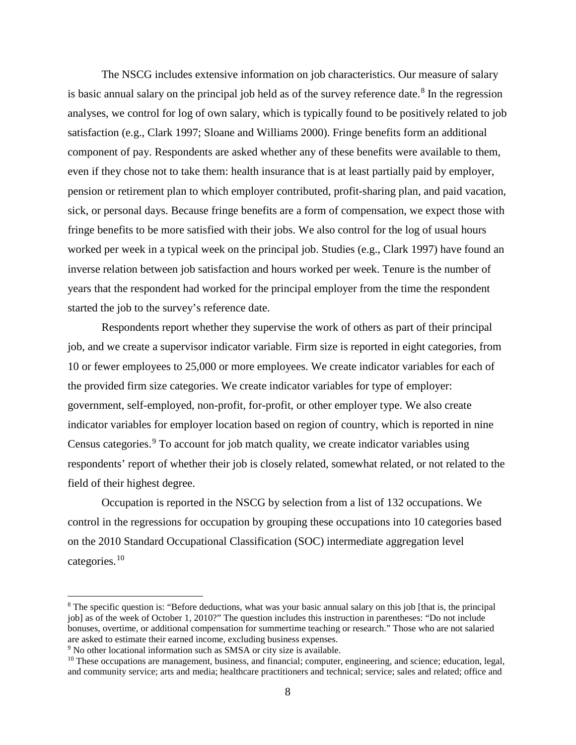The NSCG includes extensive information on job characteristics. Our measure of salary is basic annual salary on the principal job held as of the survey reference date.[8] In the regression analyses, we control for log of own salary, which is typically found to be positively related to job satisfaction (e.g., Clark 1997; Sloane and Williams 2000). Fringe benefits form an additional component of pay. Respondents are asked whether any of these benefits were available to them, even if they chose not to take them: health insurance that is at least partially paid by employer, pension or retirement plan to which employer contributed, profit-sharing plan, and paid vacation, sick, or personal days. Because fringe benefits are a form of compensation, we expect those with fringe benefits to be more satisfied with their jobs. We also control for the log of usual hours worked per week in a typical week on the principal job. Studies (e.g., Clark 1997) have found an inverse relation between job satisfaction and hours worked per week. Tenure is the number of years that the respondent had worked for the principal employer from the time the respondent started the job to the survey's reference date.

Respondents report whether they supervise the work of others as part of their principal job, and we create a supervisor indicator variable. Firm size is reported in eight categories, from 10 or fewer employees to 25,000 or more employees. We create indicator variables for each of the provided firm size categories. We create indicator variables for type of employer: government, self-employed, non-profit, for-profit, or other employer type. We also create indicator variables for employer location based on region of country, which is reported in nine Census categories.[9] To account for job match quality, we create indicator variables using respondents' report of whether their job is closely related, somewhat related, or not related to the field of their highest degree.

Occupation is reported in the NSCG by selection from a list of 132 occupations. We control in the regressions for occupation by grouping these occupations into 10 categories based on the 2010 Standard Occupational Classification (SOC) intermediate aggregation level categories.[10]

---

[8] The specific question is: "Before deductions, what was your basic annual salary on this job [that is, the principal job] as of the week of October 1, 2010?" The question includes this instruction in parentheses: "Do not include bonuses, overtime, or additional compensation for summertime teaching or research." Those who are not salaried are asked to estimate their earned income, excluding business expenses.

[9] No other locational information such as SMSA or city size is available.

[10] These occupations are management, business, and financial; computer, engineering, and science; education, legal, and community service; arts and media; healthcare practitioners and technical; service; sales and related; office and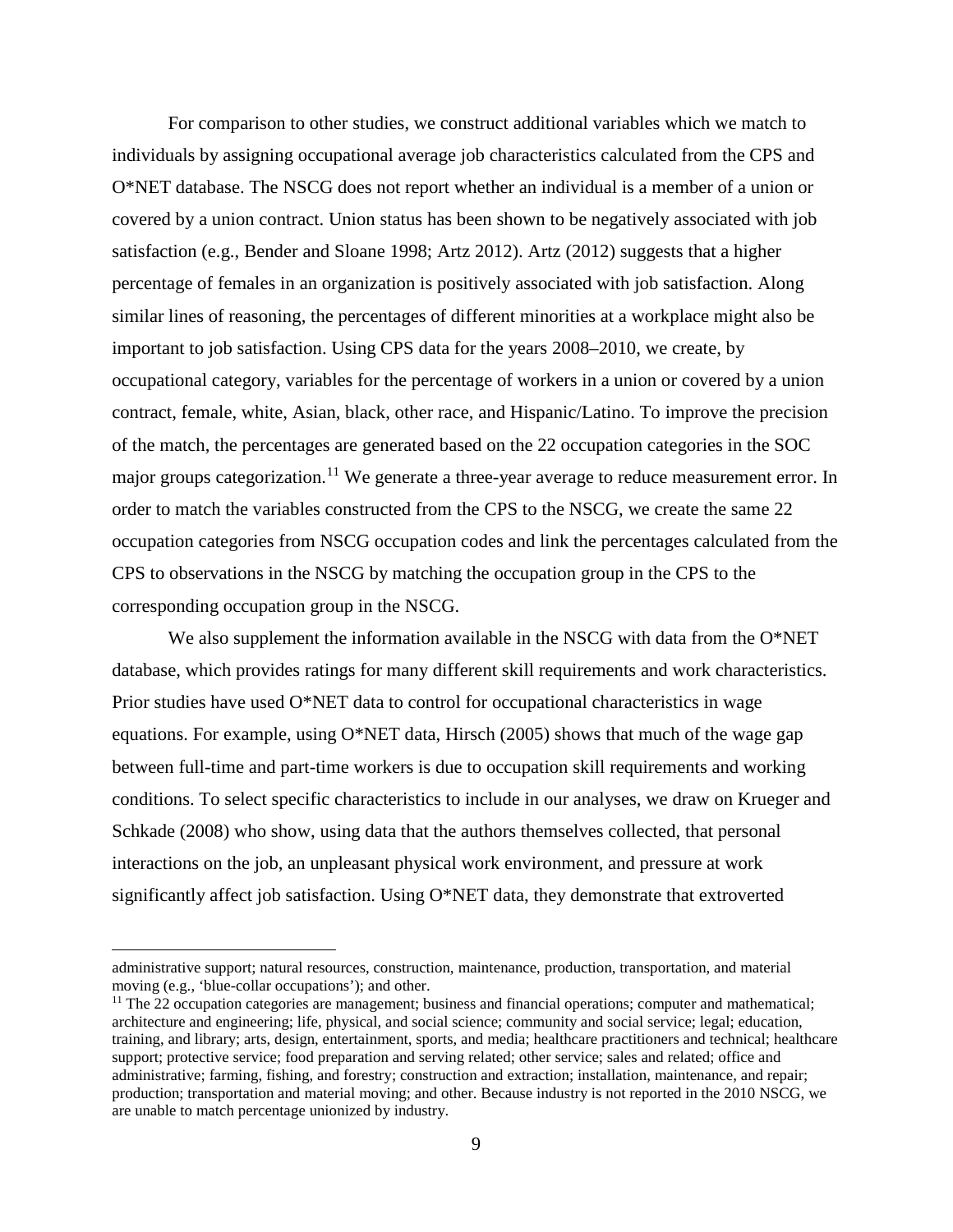For comparison to other studies, we construct additional variables which we match to individuals by assigning occupational average job characteristics calculated from the CPS and O*NET database. The NSCG does not report whether an individual is a member of a union or covered by a union contract. Union status has been shown to be negatively associated with job satisfaction (e.g., Bender and Sloane 1998; Artz 2012). Artz (2012) suggests that a higher percentage of females in an organization is positively associated with job satisfaction. Along similar lines of reasoning, the percentages of different minorities at a workplace might also be important to job satisfaction. Using CPS data for the years 2008–2010, we create, by occupational category, variables for the percentage of workers in a union or covered by a union contract, female, white, Asian, black, other race, and Hispanic/Latino. To improve the precision of the match, the percentages are generated based on the 22 occupation categories in the SOC major groups categorization.[11] We generate a three-year average to reduce measurement error. In order to match the variables constructed from the CPS to the NSCG, we create the same 22 occupation categories from NSCG occupation codes and link the percentages calculated from the CPS to observations in the NSCG by matching the occupation group in the CPS to the corresponding occupation group in the NSCG.

We also supplement the information available in the NSCG with data from the O*NET database, which provides ratings for many different skill requirements and work characteristics. Prior studies have used O*NET data to control for occupational characteristics in wage equations. For example, using O*NET data, Hirsch (2005) shows that much of the wage gap between full-time and part-time workers is due to occupation skill requirements and working conditions. To select specific characteristics to include in our analyses, we draw on Krueger and Schkade (2008) who show, using data that the authors themselves collected, that personal interactions on the job, an unpleasant physical work environment, and pressure at work significantly affect job satisfaction. Using O*NET data, they demonstrate that extroverted

---

administrative support; natural resources, construction, maintenance, production, transportation, and material moving (e.g., 'blue-collar occupations'); and other.

[11] The 22 occupation categories are management; business and financial operations; computer and mathematical; architecture and engineering; life, physical, and social science; community and social service; legal; education, training, and library; arts, design, entertainment, sports, and media; healthcare practitioners and technical; healthcare support; protective service; food preparation and serving related; other service; sales and related; office and administrative; farming, fishing, and forestry; construction and extraction; installation, maintenance, and repair; production; transportation and material moving; and other. Because industry is not reported in the 2010 NSCG, we are unable to match percentage unionized by industry.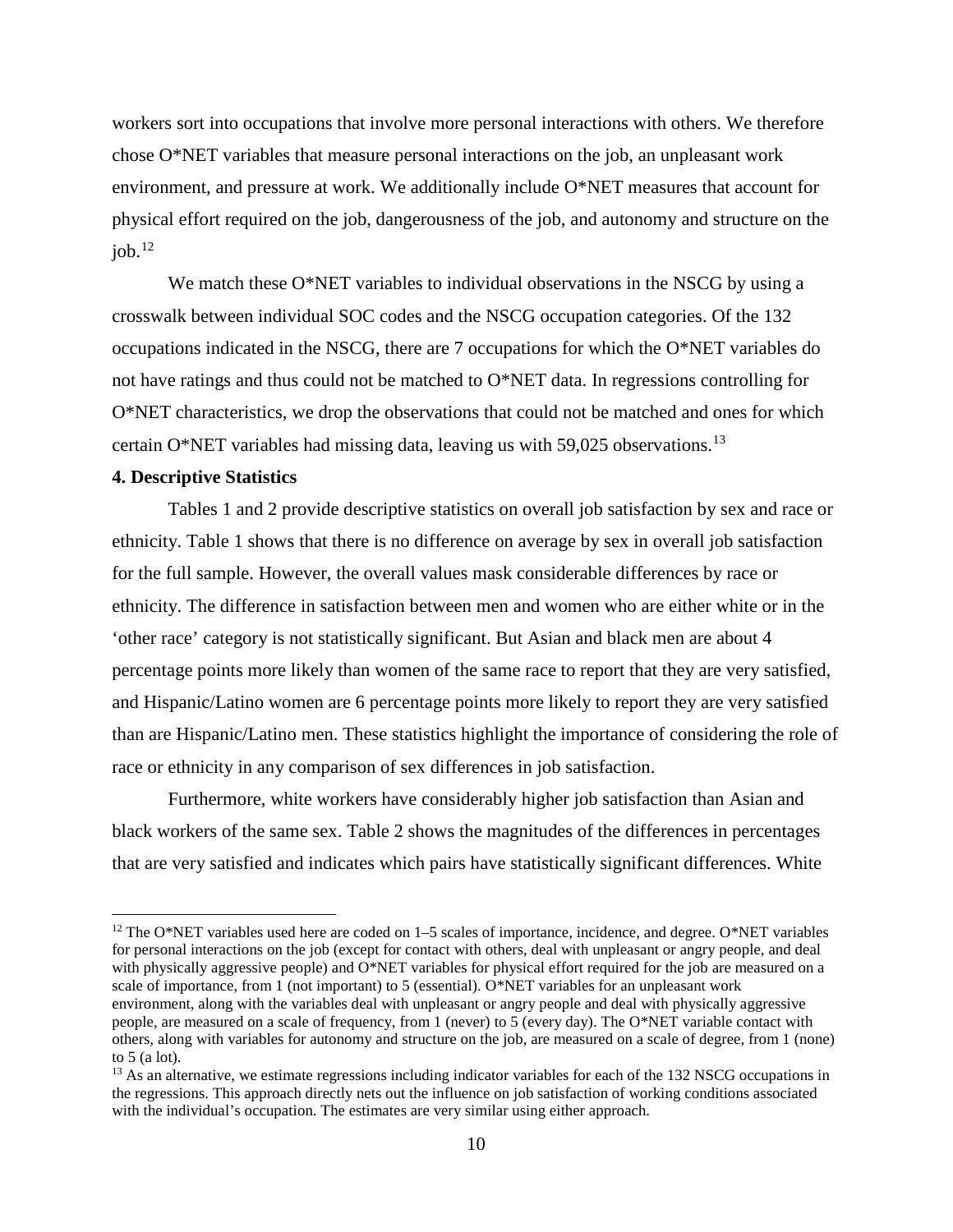workers sort into occupations that involve more personal interactions with others. We therefore chose O*NET variables that measure personal interactions on the job, an unpleasant work environment, and pressure at work. We additionally include O*NET measures that account for physical effort required on the job, dangerousness of the job, and autonomy and structure on the job.[12]

We match these O*NET variables to individual observations in the NSCG by using a crosswalk between individual SOC codes and the NSCG occupation categories. Of the 132 occupations indicated in the NSCG, there are 7 occupations for which the O*NET variables do not have ratings and thus could not be matched to O*NET data. In regressions controlling for O*NET characteristics, we drop the observations that could not be matched and ones for which certain O*NET variables had missing data, leaving us with 59,025 observations.[13]

**4. Descriptive Statistics**

Tables 1 and 2 provide descriptive statistics on overall job satisfaction by sex and race or ethnicity. Table 1 shows that there is no difference on average by sex in overall job satisfaction for the full sample. However, the overall values mask considerable differences by race or ethnicity. The difference in satisfaction between men and women who are either white or in the 'other race' category is not statistically significant. But Asian and black men are about 4 percentage points more likely than women of the same race to report that they are very satisfied, and Hispanic/Latino women are 6 percentage points more likely to report they are very satisfied than are Hispanic/Latino men. These statistics highlight the importance of considering the role of race or ethnicity in any comparison of sex differences in job satisfaction.

Furthermore, white workers have considerably higher job satisfaction than Asian and black workers of the same sex. Table 2 shows the magnitudes of the differences in percentages that are very satisfied and indicates which pairs have statistically significant differences. White

---

[12] The O*NET variables used here are coded on 1–5 scales of importance, incidence, and degree. O*NET variables for personal interactions on the job (except for contact with others, deal with unpleasant or angry people, and deal with physically aggressive people) and O*NET variables for physical effort required for the job are measured on a scale of importance, from 1 (not important) to 5 (essential). O*NET variables for an unpleasant work environment, along with the variables deal with unpleasant or angry people and deal with physically aggressive people, are measured on a scale of frequency, from 1 (never) to 5 (every day). The O*NET variable contact with others, along with variables for autonomy and structure on the job, are measured on a scale of degree, from 1 (none) to 5 (a lot).

[13] As an alternative, we estimate regressions including indicator variables for each of the 132 NSCG occupations in the regressions. This approach directly nets out the influence on job satisfaction of working conditions associated with the individual's occupation. The estimates are very similar using either approach.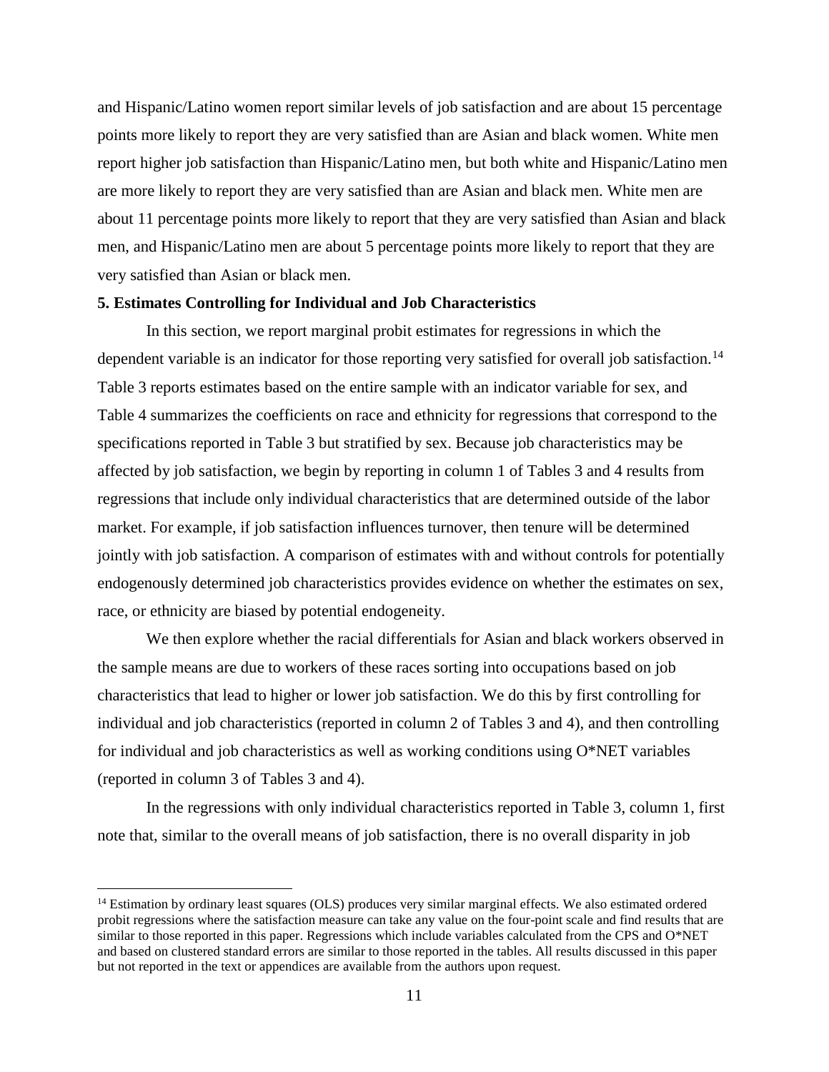and Hispanic/Latino women report similar levels of job satisfaction and are about 15 percentage points more likely to report they are very satisfied than are Asian and black women. White men report higher job satisfaction than Hispanic/Latino men, but both white and Hispanic/Latino men are more likely to report they are very satisfied than are Asian and black men. White men are about 11 percentage points more likely to report that they are very satisfied than Asian and black men, and Hispanic/Latino men are about 5 percentage points more likely to report that they are very satisfied than Asian or black men.

**5. Estimates Controlling for Individual and Job Characteristics**

In this section, we report marginal probit estimates for regressions in which the dependent variable is an indicator for those reporting very satisfied for overall job satisfaction.[14] Table 3 reports estimates based on the entire sample with an indicator variable for sex, and Table 4 summarizes the coefficients on race and ethnicity for regressions that correspond to the specifications reported in Table 3 but stratified by sex. Because job characteristics may be affected by job satisfaction, we begin by reporting in column 1 of Tables 3 and 4 results from regressions that include only individual characteristics that are determined outside of the labor market. For example, if job satisfaction influences turnover, then tenure will be determined jointly with job satisfaction. A comparison of estimates with and without controls for potentially endogenously determined job characteristics provides evidence on whether the estimates on sex, race, or ethnicity are biased by potential endogeneity.

We then explore whether the racial differentials for Asian and black workers observed in the sample means are due to workers of these races sorting into occupations based on job characteristics that lead to higher or lower job satisfaction. We do this by first controlling for individual and job characteristics (reported in column 2 of Tables 3 and 4), and then controlling for individual and job characteristics as well as working conditions using O*NET variables (reported in column 3 of Tables 3 and 4).

In the regressions with only individual characteristics reported in Table 3, column 1, first note that, similar to the overall means of job satisfaction, there is no overall disparity in job

[14] Estimation by ordinary least squares (OLS) produces very similar marginal effects. We also estimated ordered probit regressions where the satisfaction measure can take any value on the four-point scale and find results that are similar to those reported in this paper. Regressions which include variables calculated from the CPS and O*NET and based on clustered standard errors are similar to those reported in the tables. All results discussed in this paper but not reported in the text or appendices are available from the authors upon request.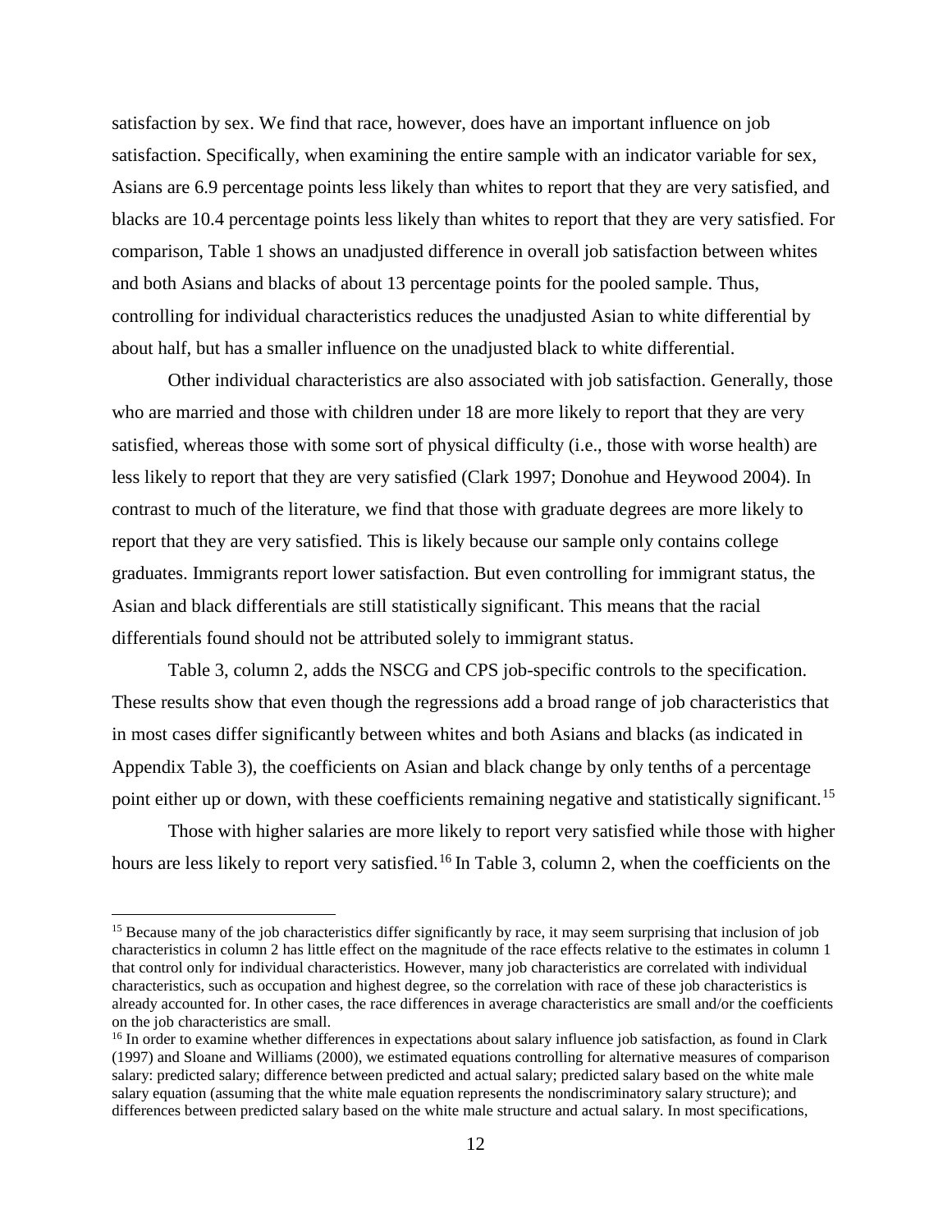satisfaction by sex. We find that race, however, does have an important influence on job satisfaction. Specifically, when examining the entire sample with an indicator variable for sex, Asians are 6.9 percentage points less likely than whites to report that they are very satisfied, and blacks are 10.4 percentage points less likely than whites to report that they are very satisfied. For comparison, Table 1 shows an unadjusted difference in overall job satisfaction between whites and both Asians and blacks of about 13 percentage points for the pooled sample. Thus, controlling for individual characteristics reduces the unadjusted Asian to white differential by about half, but has a smaller influence on the unadjusted black to white differential.

Other individual characteristics are also associated with job satisfaction. Generally, those who are married and those with children under 18 are more likely to report that they are very satisfied, whereas those with some sort of physical difficulty (i.e., those with worse health) are less likely to report that they are very satisfied (Clark 1997; Donohue and Heywood 2004). In contrast to much of the literature, we find that those with graduate degrees are more likely to report that they are very satisfied. This is likely because our sample only contains college graduates. Immigrants report lower satisfaction. But even controlling for immigrant status, the Asian and black differentials are still statistically significant. This means that the racial differentials found should not be attributed solely to immigrant status.

Table 3, column 2, adds the NSCG and CPS job-specific controls to the specification. These results show that even though the regressions add a broad range of job characteristics that in most cases differ significantly between whites and both Asians and blacks (as indicated in Appendix Table 3), the coefficients on Asian and black change by only tenths of a percentage point either up or down, with these coefficients remaining negative and statistically significant.[15]

Those with higher salaries are more likely to report very satisfied while those with higher hours are less likely to report very satisfied.[16] In Table 3, column 2, when the coefficients on the

---

[15] Because many of the job characteristics differ significantly by race, it may seem surprising that inclusion of job characteristics in column 2 has little effect on the magnitude of the race effects relative to the estimates in column 1 that control only for individual characteristics. However, many job characteristics are correlated with individual characteristics, such as occupation and highest degree, so the correlation with race of these job characteristics is already accounted for. In other cases, the race differences in average characteristics are small and/or the coefficients on the job characteristics are small.

[16] In order to examine whether differences in expectations about salary influence job satisfaction, as found in Clark (1997) and Sloane and Williams (2000), we estimated equations controlling for alternative measures of comparison salary: predicted salary; difference between predicted and actual salary; predicted salary based on the white male salary equation (assuming that the white male equation represents the nondiscriminatory salary structure); and differences between predicted salary based on the white male structure and actual salary. In most specifications,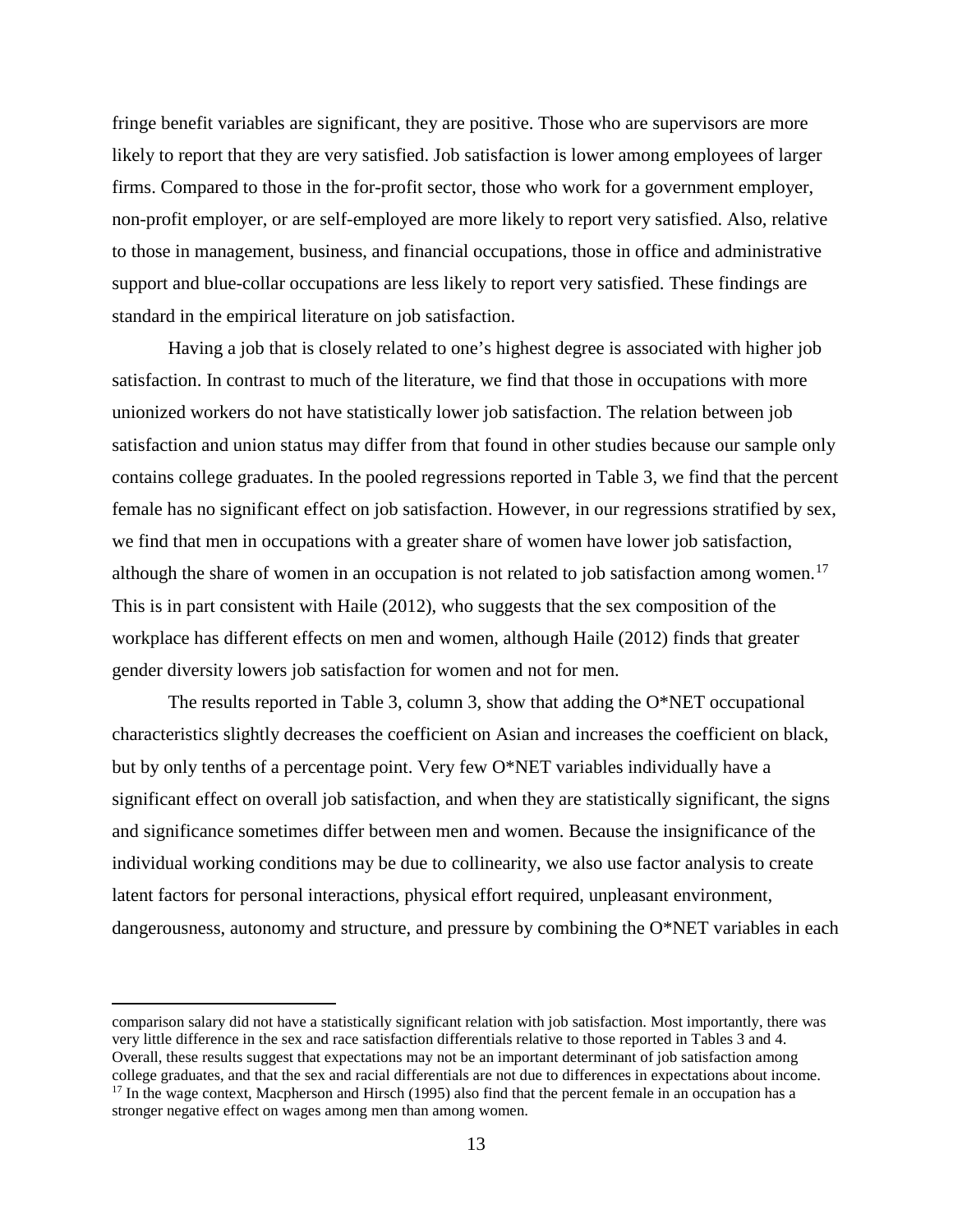fringe benefit variables are significant, they are positive. Those who are supervisors are more likely to report that they are very satisfied. Job satisfaction is lower among employees of larger firms. Compared to those in the for-profit sector, those who work for a government employer, non-profit employer, or are self-employed are more likely to report very satisfied. Also, relative to those in management, business, and financial occupations, those in office and administrative support and blue-collar occupations are less likely to report very satisfied. These findings are standard in the empirical literature on job satisfaction.

Having a job that is closely related to one's highest degree is associated with higher job satisfaction. In contrast to much of the literature, we find that those in occupations with more unionized workers do not have statistically lower job satisfaction. The relation between job satisfaction and union status may differ from that found in other studies because our sample only contains college graduates. In the pooled regressions reported in Table 3, we find that the percent female has no significant effect on job satisfaction. However, in our regressions stratified by sex, we find that men in occupations with a greater share of women have lower job satisfaction, although the share of women in an occupation is not related to job satisfaction among women.[17] This is in part consistent with Haile (2012), who suggests that the sex composition of the workplace has different effects on men and women, although Haile (2012) finds that greater gender diversity lowers job satisfaction for women and not for men.

The results reported in Table 3, column 3, show that adding the O*NET occupational characteristics slightly decreases the coefficient on Asian and increases the coefficient on black, but by only tenths of a percentage point. Very few O*NET variables individually have a significant effect on overall job satisfaction, and when they are statistically significant, the signs and significance sometimes differ between men and women. Because the insignificance of the individual working conditions may be due to collinearity, we also use factor analysis to create latent factors for personal interactions, physical effort required, unpleasant environment, dangerousness, autonomy and structure, and pressure by combining the O*NET variables in each

---

comparison salary did not have a statistically significant relation with job satisfaction. Most importantly, there was very little difference in the sex and race satisfaction differentials relative to those reported in Tables 3 and 4. Overall, these results suggest that expectations may not be an important determinant of job satisfaction among college graduates, and that the sex and racial differentials are not due to differences in expectations about income.

[17] In the wage context, Macpherson and Hirsch (1995) also find that the percent female in an occupation has a stronger negative effect on wages among men than among women.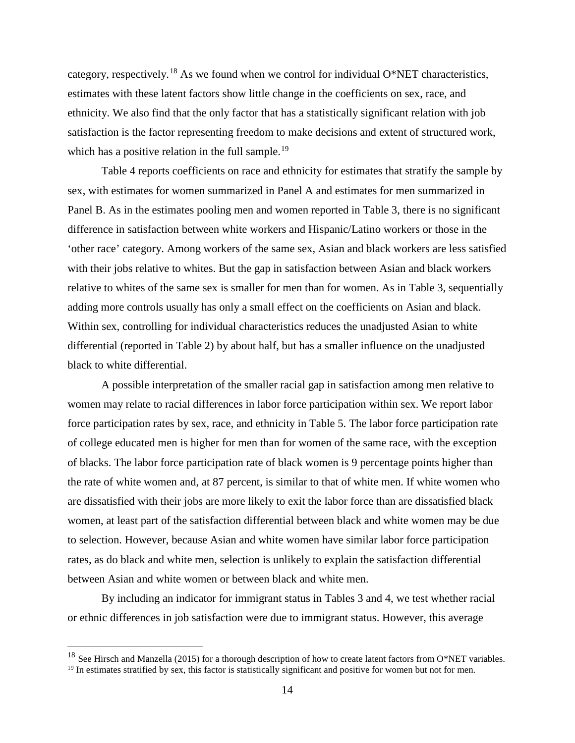category, respectively.[18] As we found when we control for individual O*NET characteristics, estimates with these latent factors show little change in the coefficients on sex, race, and ethnicity. We also find that the only factor that has a statistically significant relation with job satisfaction is the factor representing freedom to make decisions and extent of structured work, which has a positive relation in the full sample.[19]

Table 4 reports coefficients on race and ethnicity for estimates that stratify the sample by sex, with estimates for women summarized in Panel A and estimates for men summarized in Panel B. As in the estimates pooling men and women reported in Table 3, there is no significant difference in satisfaction between white workers and Hispanic/Latino workers or those in the 'other race' category. Among workers of the same sex, Asian and black workers are less satisfied with their jobs relative to whites. But the gap in satisfaction between Asian and black workers relative to whites of the same sex is smaller for men than for women. As in Table 3, sequentially adding more controls usually has only a small effect on the coefficients on Asian and black. Within sex, controlling for individual characteristics reduces the unadjusted Asian to white differential (reported in Table 2) by about half, but has a smaller influence on the unadjusted black to white differential.

A possible interpretation of the smaller racial gap in satisfaction among men relative to women may relate to racial differences in labor force participation within sex. We report labor force participation rates by sex, race, and ethnicity in Table 5. The labor force participation rate of college educated men is higher for men than for women of the same race, with the exception of blacks. The labor force participation rate of black women is 9 percentage points higher than the rate of white women and, at 87 percent, is similar to that of white men. If white women who are dissatisfied with their jobs are more likely to exit the labor force than are dissatisfied black women, at least part of the satisfaction differential between black and white women may be due to selection. However, because Asian and white women have similar labor force participation rates, as do black and white men, selection is unlikely to explain the satisfaction differential between Asian and white women or between black and white men.

By including an indicator for immigrant status in Tables 3 and 4, we test whether racial or ethnic differences in job satisfaction were due to immigrant status. However, this average

[18] See Hirsch and Manzella (2015) for a thorough description of how to create latent factors from O*NET variables.

[19] In estimates stratified by sex, this factor is statistically significant and positive for women but not for men.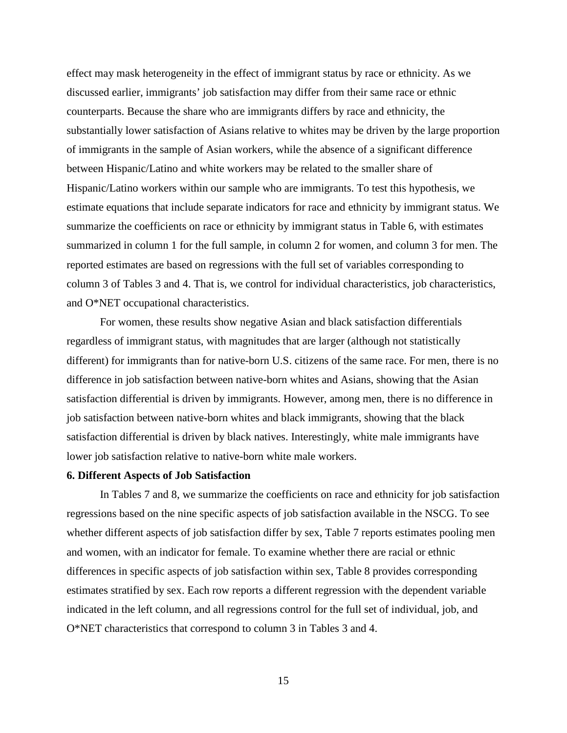effect may mask heterogeneity in the effect of immigrant status by race or ethnicity. As we discussed earlier, immigrants' job satisfaction may differ from their same race or ethnic counterparts. Because the share who are immigrants differs by race and ethnicity, the substantially lower satisfaction of Asians relative to whites may be driven by the large proportion of immigrants in the sample of Asian workers, while the absence of a significant difference between Hispanic/Latino and white workers may be related to the smaller share of Hispanic/Latino workers within our sample who are immigrants. To test this hypothesis, we estimate equations that include separate indicators for race and ethnicity by immigrant status. We summarize the coefficients on race or ethnicity by immigrant status in Table 6, with estimates summarized in column 1 for the full sample, in column 2 for women, and column 3 for men. The reported estimates are based on regressions with the full set of variables corresponding to column 3 of Tables 3 and 4. That is, we control for individual characteristics, job characteristics, and O*NET occupational characteristics.

For women, these results show negative Asian and black satisfaction differentials regardless of immigrant status, with magnitudes that are larger (although not statistically different) for immigrants than for native-born U.S. citizens of the same race. For men, there is no difference in job satisfaction between native-born whites and Asians, showing that the Asian satisfaction differential is driven by immigrants. However, among men, there is no difference in job satisfaction between native-born whites and black immigrants, showing that the black satisfaction differential is driven by black natives. Interestingly, white male immigrants have lower job satisfaction relative to native-born white male workers.

**6. Different Aspects of Job Satisfaction**

In Tables 7 and 8, we summarize the coefficients on race and ethnicity for job satisfaction regressions based on the nine specific aspects of job satisfaction available in the NSCG. To see whether different aspects of job satisfaction differ by sex, Table 7 reports estimates pooling men and women, with an indicator for female. To examine whether there are racial or ethnic differences in specific aspects of job satisfaction within sex, Table 8 provides corresponding estimates stratified by sex. Each row reports a different regression with the dependent variable indicated in the left column, and all regressions control for the full set of individual, job, and O*NET characteristics that correspond to column 3 in Tables 3 and 4.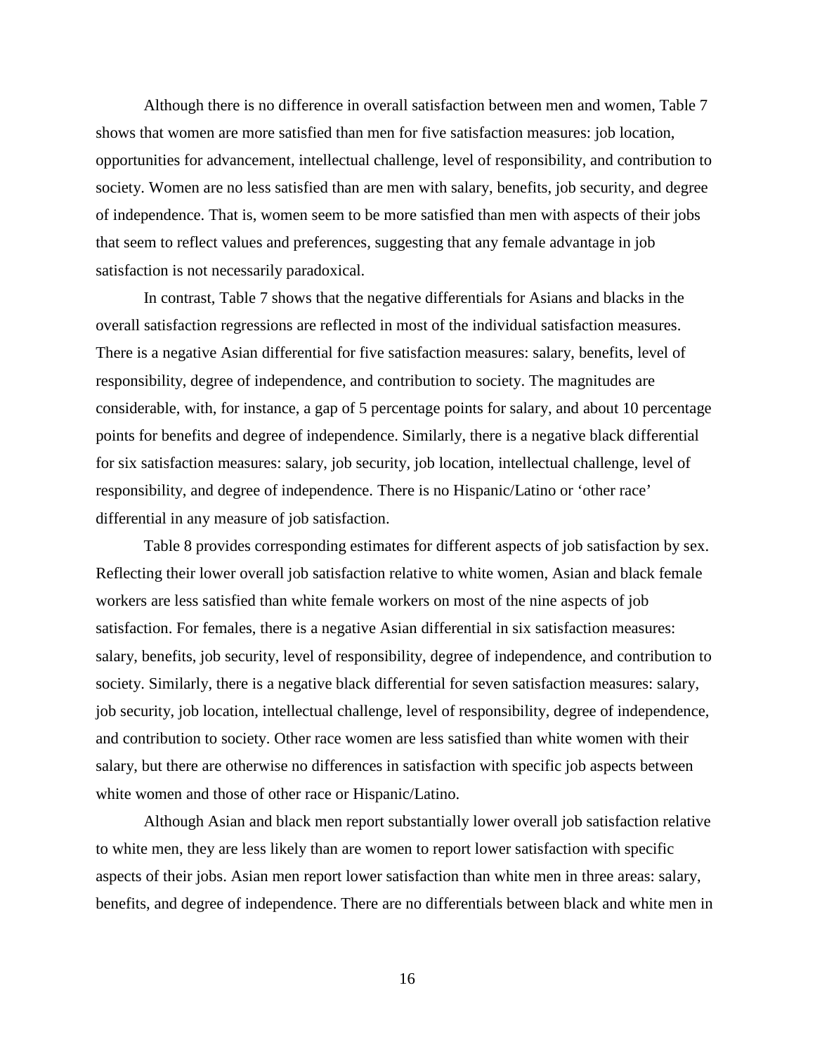Although there is no difference in overall satisfaction between men and women, Table 7 shows that women are more satisfied than men for five satisfaction measures: job location, opportunities for advancement, intellectual challenge, level of responsibility, and contribution to society. Women are no less satisfied than are men with salary, benefits, job security, and degree of independence. That is, women seem to be more satisfied than men with aspects of their jobs that seem to reflect values and preferences, suggesting that any female advantage in job satisfaction is not necessarily paradoxical.

In contrast, Table 7 shows that the negative differentials for Asians and blacks in the overall satisfaction regressions are reflected in most of the individual satisfaction measures. There is a negative Asian differential for five satisfaction measures: salary, benefits, level of responsibility, degree of independence, and contribution to society. The magnitudes are considerable, with, for instance, a gap of 5 percentage points for salary, and about 10 percentage points for benefits and degree of independence. Similarly, there is a negative black differential for six satisfaction measures: salary, job security, job location, intellectual challenge, level of responsibility, and degree of independence. There is no Hispanic/Latino or 'other race' differential in any measure of job satisfaction.

Table 8 provides corresponding estimates for different aspects of job satisfaction by sex. Reflecting their lower overall job satisfaction relative to white women, Asian and black female workers are less satisfied than white female workers on most of the nine aspects of job satisfaction. For females, there is a negative Asian differential in six satisfaction measures: salary, benefits, job security, level of responsibility, degree of independence, and contribution to society. Similarly, there is a negative black differential for seven satisfaction measures: salary, job security, job location, intellectual challenge, level of responsibility, degree of independence, and contribution to society. Other race women are less satisfied than white women with their salary, but there are otherwise no differences in satisfaction with specific job aspects between white women and those of other race or Hispanic/Latino.

Although Asian and black men report substantially lower overall job satisfaction relative to white men, they are less likely than are women to report lower satisfaction with specific aspects of their jobs. Asian men report lower satisfaction than white men in three areas: salary, benefits, and degree of independence. There are no differentials between black and white men in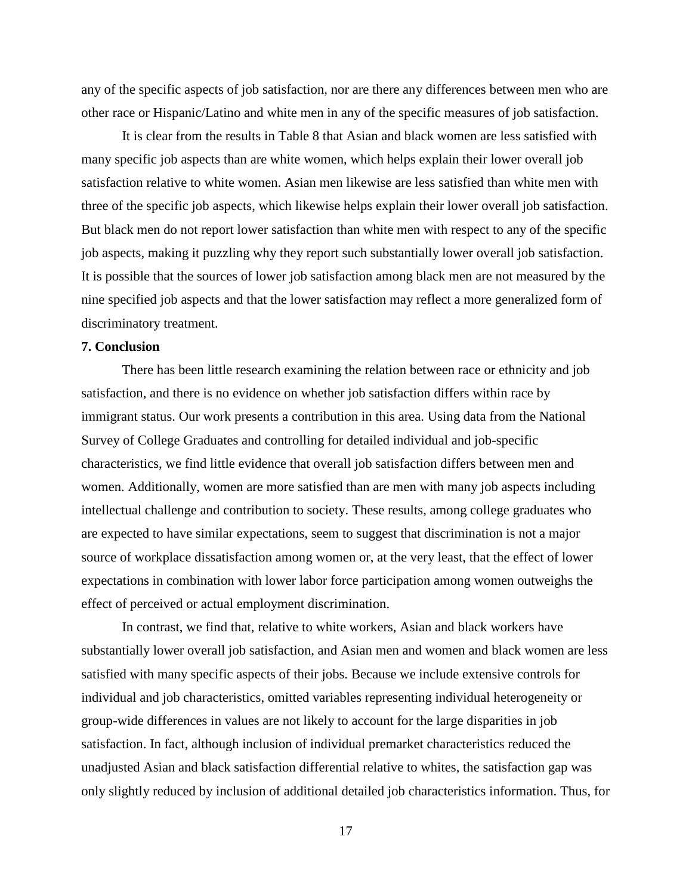any of the specific aspects of job satisfaction, nor are there any differences between men who are other race or Hispanic/Latino and white men in any of the specific measures of job satisfaction.

It is clear from the results in Table 8 that Asian and black women are less satisfied with many specific job aspects than are white women, which helps explain their lower overall job satisfaction relative to white women. Asian men likewise are less satisfied than white men with three of the specific job aspects, which likewise helps explain their lower overall job satisfaction. But black men do not report lower satisfaction than white men with respect to any of the specific job aspects, making it puzzling why they report such substantially lower overall job satisfaction. It is possible that the sources of lower job satisfaction among black men are not measured by the nine specified job aspects and that the lower satisfaction may reflect a more generalized form of discriminatory treatment.

**7. Conclusion**

There has been little research examining the relation between race or ethnicity and job satisfaction, and there is no evidence on whether job satisfaction differs within race by immigrant status. Our work presents a contribution in this area. Using data from the National Survey of College Graduates and controlling for detailed individual and job-specific characteristics, we find little evidence that overall job satisfaction differs between men and women. Additionally, women are more satisfied than are men with many job aspects including intellectual challenge and contribution to society. These results, among college graduates who are expected to have similar expectations, seem to suggest that discrimination is not a major source of workplace dissatisfaction among women or, at the very least, that the effect of lower expectations in combination with lower labor force participation among women outweighs the effect of perceived or actual employment discrimination.

In contrast, we find that, relative to white workers, Asian and black workers have substantially lower overall job satisfaction, and Asian men and women and black women are less satisfied with many specific aspects of their jobs. Because we include extensive controls for individual and job characteristics, omitted variables representing individual heterogeneity or group-wide differences in values are not likely to account for the large disparities in job satisfaction. In fact, although inclusion of individual premarket characteristics reduced the unadjusted Asian and black satisfaction differential relative to whites, the satisfaction gap was only slightly reduced by inclusion of additional detailed job characteristics information. Thus, for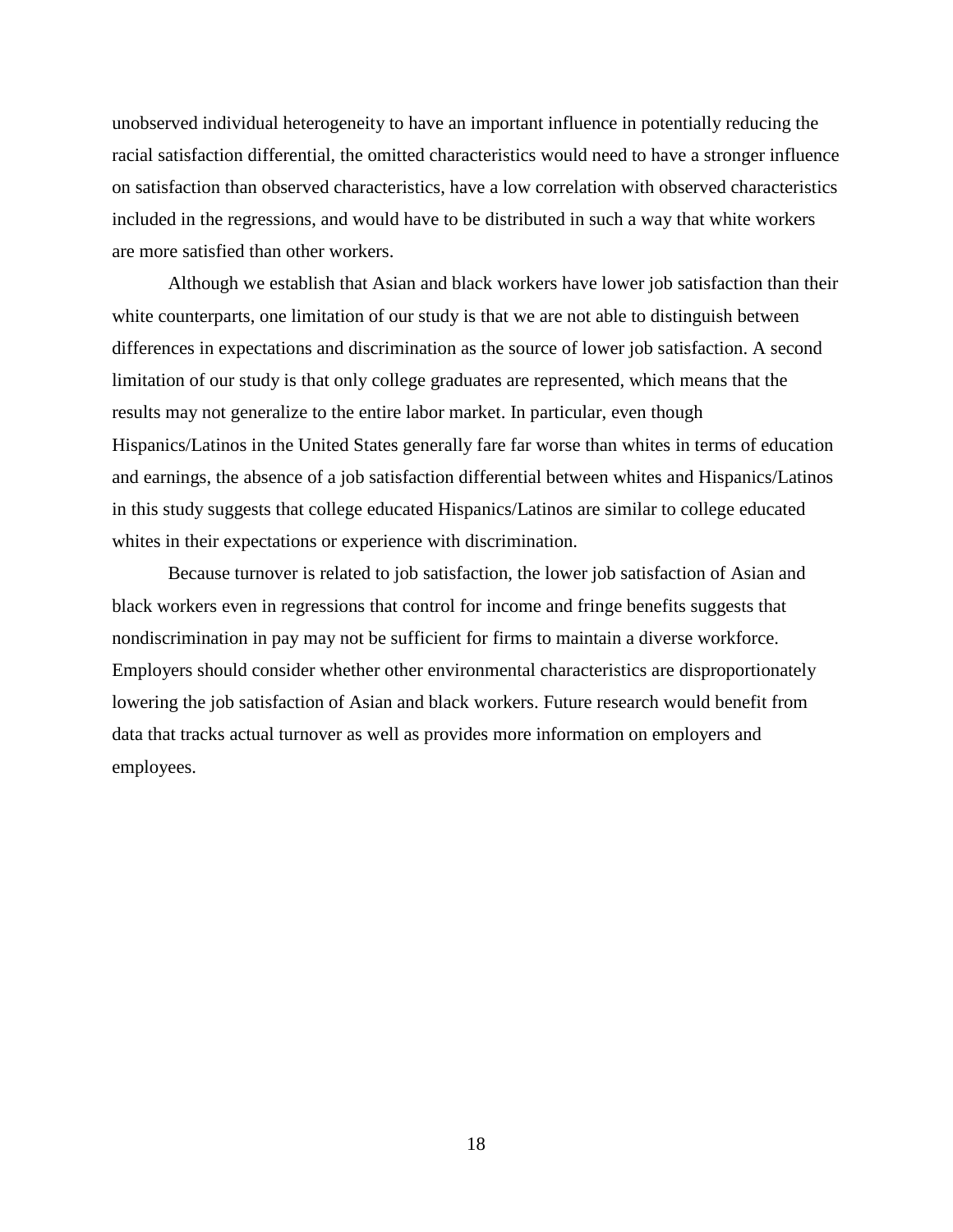unobserved individual heterogeneity to have an important influence in potentially reducing the racial satisfaction differential, the omitted characteristics would need to have a stronger influence on satisfaction than observed characteristics, have a low correlation with observed characteristics included in the regressions, and would have to be distributed in such a way that white workers are more satisfied than other workers.

Although we establish that Asian and black workers have lower job satisfaction than their white counterparts, one limitation of our study is that we are not able to distinguish between differences in expectations and discrimination as the source of lower job satisfaction. A second limitation of our study is that only college graduates are represented, which means that the results may not generalize to the entire labor market. In particular, even though Hispanics/Latinos in the United States generally fare far worse than whites in terms of education and earnings, the absence of a job satisfaction differential between whites and Hispanics/Latinos in this study suggests that college educated Hispanics/Latinos are similar to college educated whites in their expectations or experience with discrimination.

Because turnover is related to job satisfaction, the lower job satisfaction of Asian and black workers even in regressions that control for income and fringe benefits suggests that nondiscrimination in pay may not be sufficient for firms to maintain a diverse workforce. Employers should consider whether other environmental characteristics are disproportionately lowering the job satisfaction of Asian and black workers. Future research would benefit from data that tracks actual turnover as well as provides more information on employers and employees.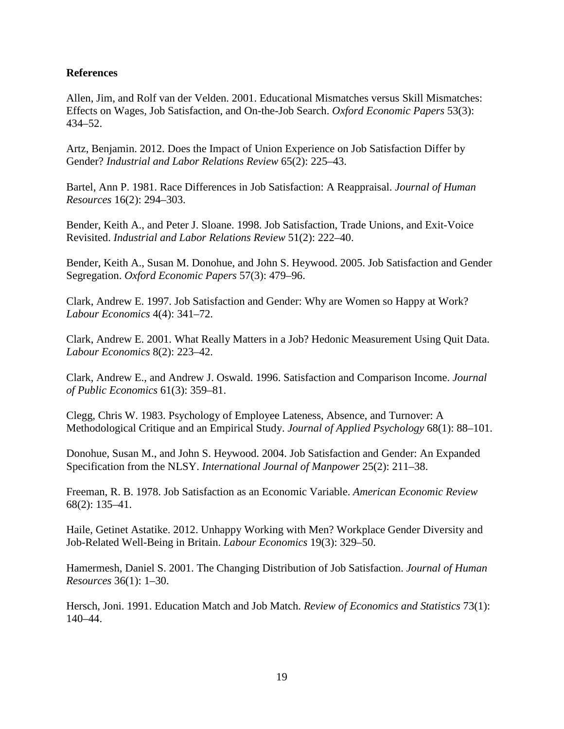**References**

Allen, Jim, and Rolf van der Velden. 2001. Educational Mismatches versus Skill Mismatches: Effects on Wages, Job Satisfaction, and On-the-Job Search. *Oxford Economic Papers* 53(3): 434–52.

Artz, Benjamin. 2012. Does the Impact of Union Experience on Job Satisfaction Differ by Gender? *Industrial and Labor Relations Review* 65(2): 225–43.

Bartel, Ann P. 1981. Race Differences in Job Satisfaction: A Reappraisal. *Journal of Human Resources* 16(2): 294–303.

Bender, Keith A., and Peter J. Sloane. 1998. Job Satisfaction, Trade Unions, and Exit-Voice Revisited. *Industrial and Labor Relations Review* 51(2): 222–40.

Bender, Keith A., Susan M. Donohue, and John S. Heywood. 2005. Job Satisfaction and Gender Segregation. *Oxford Economic Papers* 57(3): 479–96.

Clark, Andrew E. 1997. Job Satisfaction and Gender: Why are Women so Happy at Work? *Labour Economics* 4(4): 341–72.

Clark, Andrew E. 2001. What Really Matters in a Job? Hedonic Measurement Using Quit Data. *Labour Economics* 8(2): 223–42.

Clark, Andrew E., and Andrew J. Oswald. 1996. Satisfaction and Comparison Income. *Journal of Public Economics* 61(3): 359–81.

Clegg, Chris W. 1983. Psychology of Employee Lateness, Absence, and Turnover: A Methodological Critique and an Empirical Study. *Journal of Applied Psychology* 68(1): 88–101.

Donohue, Susan M., and John S. Heywood. 2004. Job Satisfaction and Gender: An Expanded Specification from the NLSY. *International Journal of Manpower* 25(2): 211–38.

Freeman, R. B. 1978. Job Satisfaction as an Economic Variable. *American Economic Review* 68(2): 135–41.

Haile, Getinet Astatike. 2012. Unhappy Working with Men? Workplace Gender Diversity and Job-Related Well-Being in Britain. *Labour Economics* 19(3): 329–50.

Hamermesh, Daniel S. 2001. The Changing Distribution of Job Satisfaction. *Journal of Human Resources* 36(1): 1–30.

Hersch, Joni. 1991. Education Match and Job Match. *Review of Economics and Statistics* 73(1): 140–44.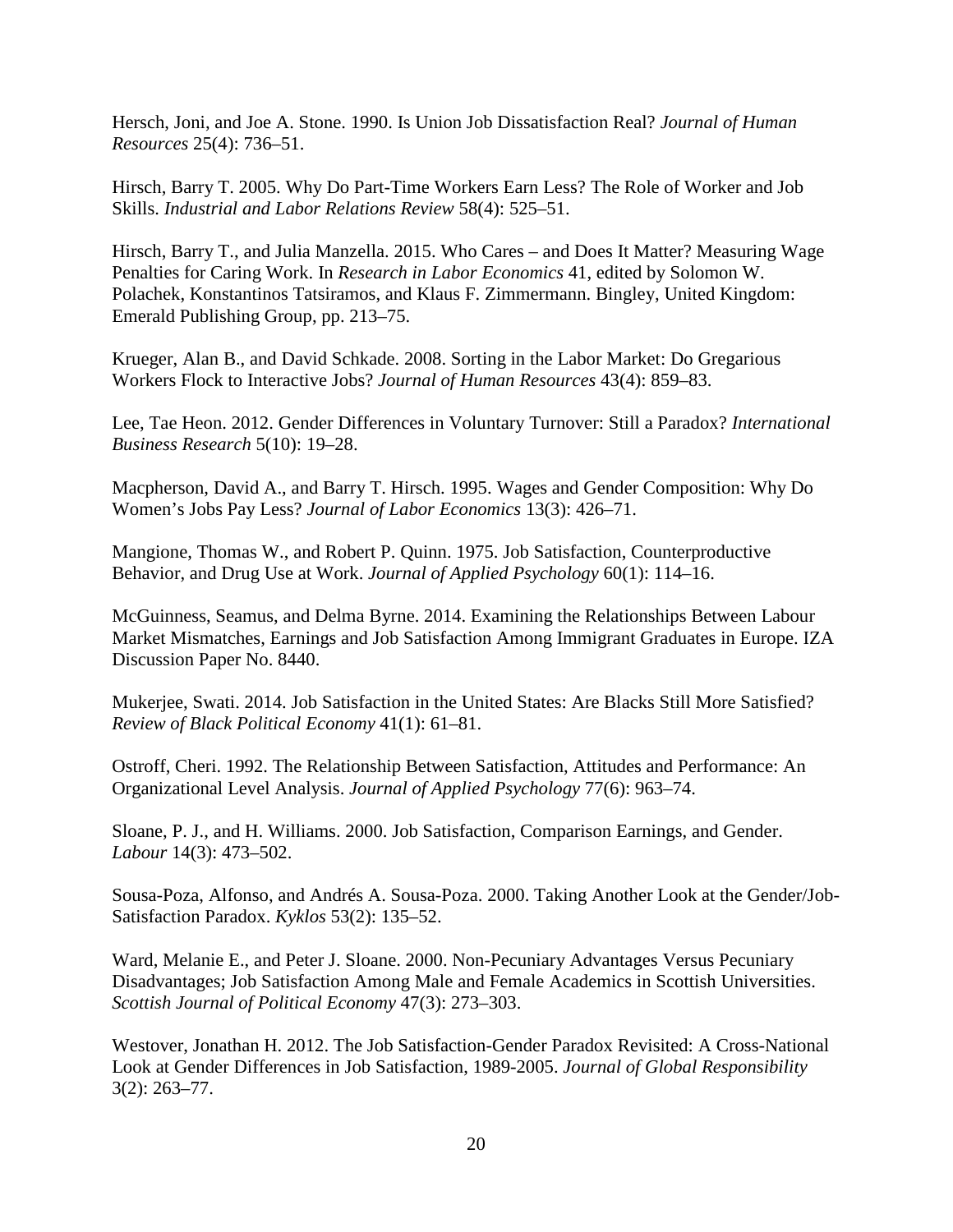Hersch, Joni, and Joe A. Stone. 1990. Is Union Job Dissatisfaction Real? *Journal of Human Resources* 25(4): 736–51.

Hirsch, Barry T. 2005. Why Do Part-Time Workers Earn Less? The Role of Worker and Job Skills. *Industrial and Labor Relations Review* 58(4): 525–51.

Hirsch, Barry T., and Julia Manzella. 2015. Who Cares – and Does It Matter? Measuring Wage Penalties for Caring Work. In *Research in Labor Economics* 41, edited by Solomon W. Polachek, Konstantinos Tatsiramos, and Klaus F. Zimmermann. Bingley, United Kingdom: Emerald Publishing Group, pp. 213–75.

Krueger, Alan B., and David Schkade. 2008. Sorting in the Labor Market: Do Gregarious Workers Flock to Interactive Jobs? *Journal of Human Resources* 43(4): 859–83.

Lee, Tae Heon. 2012. Gender Differences in Voluntary Turnover: Still a Paradox? *International Business Research* 5(10): 19–28.

Macpherson, David A., and Barry T. Hirsch. 1995. Wages and Gender Composition: Why Do Women's Jobs Pay Less? *Journal of Labor Economics* 13(3): 426–71.

Mangione, Thomas W., and Robert P. Quinn. 1975. Job Satisfaction, Counterproductive Behavior, and Drug Use at Work. *Journal of Applied Psychology* 60(1): 114–16.

McGuinness, Seamus, and Delma Byrne. 2014. Examining the Relationships Between Labour Market Mismatches, Earnings and Job Satisfaction Among Immigrant Graduates in Europe. IZA Discussion Paper No. 8440.

Mukerjee, Swati. 2014. Job Satisfaction in the United States: Are Blacks Still More Satisfied? *Review of Black Political Economy* 41(1): 61–81.

Ostroff, Cheri. 1992. The Relationship Between Satisfaction, Attitudes and Performance: An Organizational Level Analysis. *Journal of Applied Psychology* 77(6): 963–74.

Sloane, P. J., and H. Williams. 2000. Job Satisfaction, Comparison Earnings, and Gender. *Labour* 14(3): 473–502.

Sousa-Poza, Alfonso, and Andrés A. Sousa-Poza. 2000. Taking Another Look at the Gender/Job-Satisfaction Paradox. *Kyklos* 53(2): 135–52.

Ward, Melanie E., and Peter J. Sloane. 2000. Non-Pecuniary Advantages Versus Pecuniary Disadvantages; Job Satisfaction Among Male and Female Academics in Scottish Universities. *Scottish Journal of Political Economy* 47(3): 273–303.

Westover, Jonathan H. 2012. The Job Satisfaction-Gender Paradox Revisited: A Cross-National Look at Gender Differences in Job Satisfaction, 1989-2005. *Journal of Global Responsibility* 3(2): 263–77.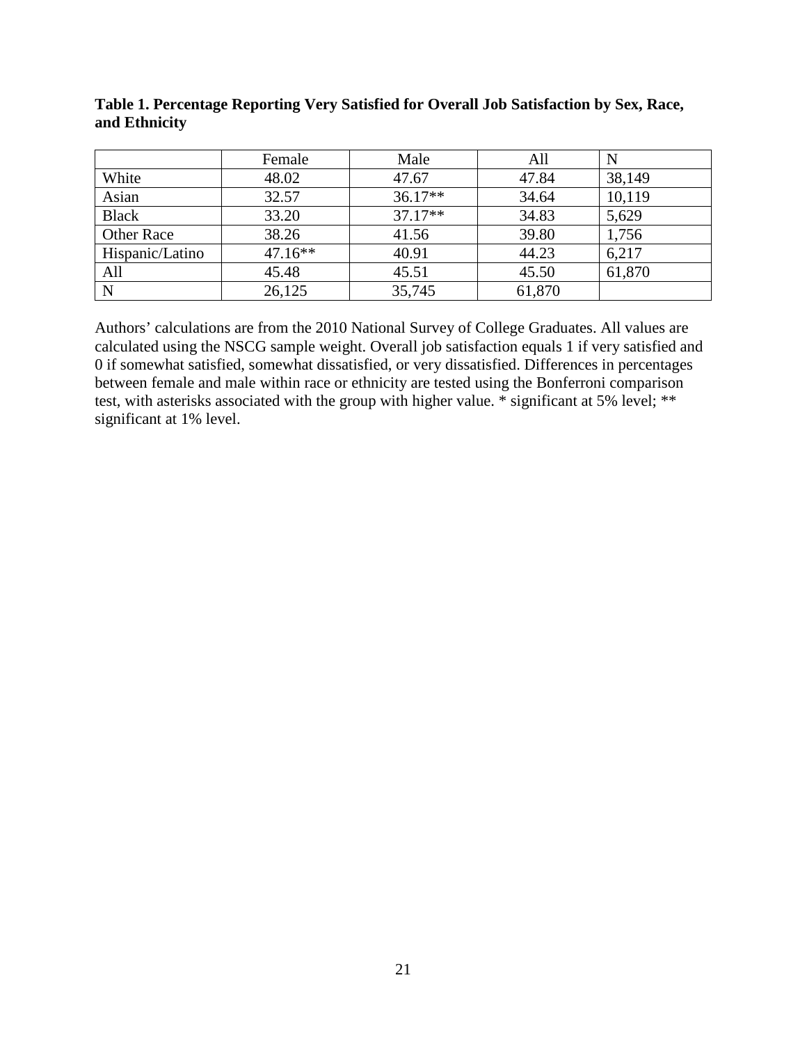**Table 1. Percentage Reporting Very Satisfied for Overall Job Satisfaction by Sex, Race, and Ethnicity**

| | Female | Male | All | N |
|---|---|---|---|---|
| White | 48.02 | 47.67 | 47.84 | 38,149 |
| Asian | 32.57 | 36.17** | 34.64 | 10,119 |
| Black | 33.20 | 37.17** | 34.83 | 5,629 |
| Other Race | 38.26 | 41.56 | 39.80 | 1,756 |
| Hispanic/Latino | 47.16** | 40.91 | 44.23 | 6,217 |
| All | 45.48 | 45.51 | 45.50 | 61,870 |
| N | 26,125 | 35,745 | 61,870 | |

Authors' calculations are from the 2010 National Survey of College Graduates. All values are calculated using the NSCG sample weight. Overall job satisfaction equals 1 if very satisfied and 0 if somewhat satisfied, somewhat dissatisfied, or very dissatisfied. Differences in percentages between female and male within race or ethnicity are tested using the Bonferroni comparison test, with asterisks associated with the group with higher value. * significant at 5% level; ** significant at 1% level.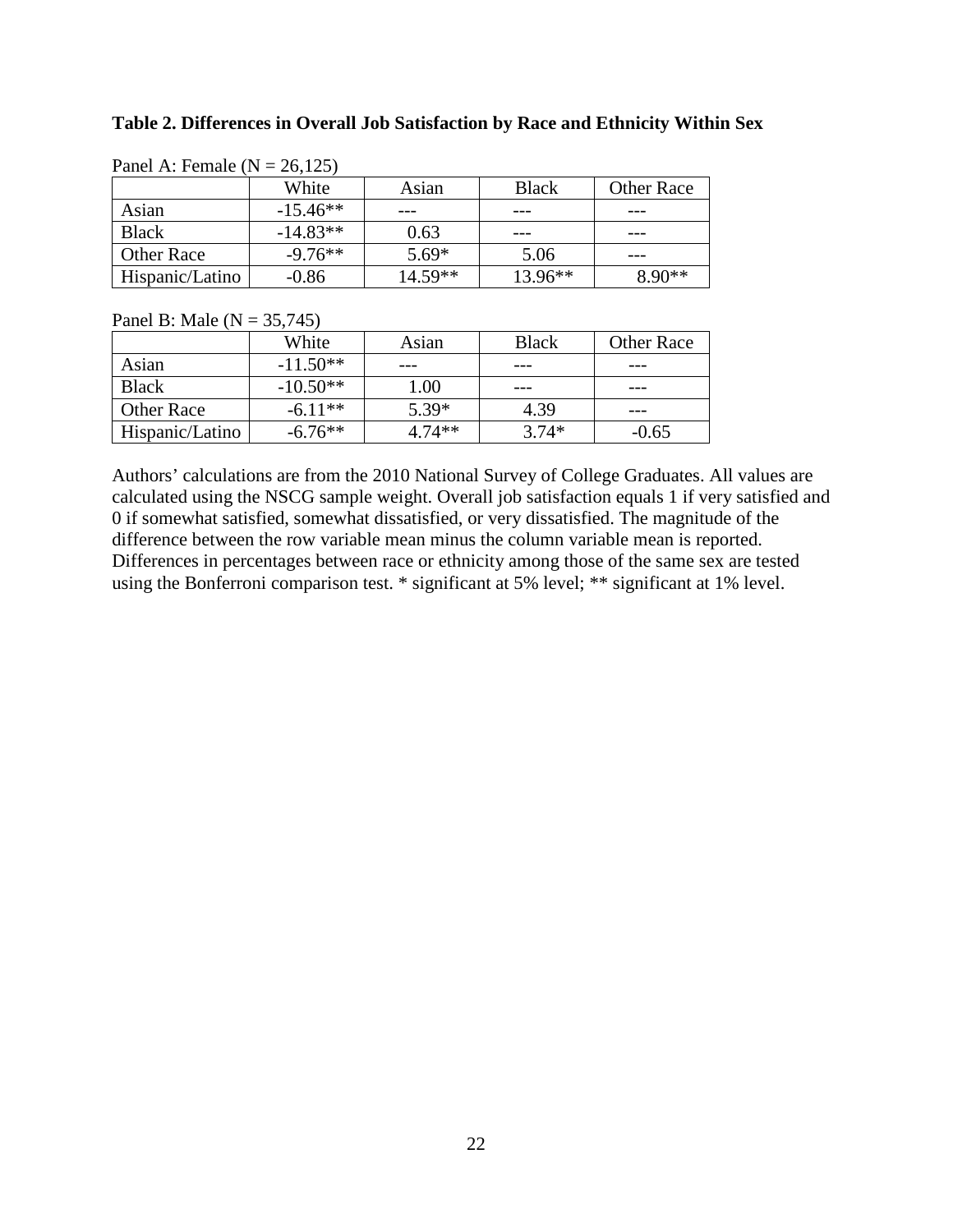**Table 2. Differences in Overall Job Satisfaction by Race and Ethnicity Within Sex**

Panel A: Female (N = 26,125)

| | White | Asian | Black | Other Race |
|---|---|---|---|---|
| Asian | -15.46** | --- | --- | --- |
| Black | -14.83** | 0.63 | --- | --- |
| Other Race | -9.76** | 5.69* | 5.06 | --- |
| Hispanic/Latino | -0.86 | 14.59** | 13.96** | 8.90** |

Panel B: Male (N = 35,745)

| | White | Asian | Black | Other Race |
|---|---|---|---|---|
| Asian | -11.50** | --- | --- | --- |
| Black | -10.50** | 1.00 | --- | --- |
| Other Race | -6.11** | 5.39* | 4.39 | --- |
| Hispanic/Latino | -6.76** | 4.74** | 3.74* | -0.65 |

Authors' calculations are from the 2010 National Survey of College Graduates. All values are calculated using the NSCG sample weight. Overall job satisfaction equals 1 if very satisfied and 0 if somewhat satisfied, somewhat dissatisfied, or very dissatisfied. The magnitude of the difference between the row variable mean minus the column variable mean is reported. Differences in percentages between race or ethnicity among those of the same sex are tested using the Bonferroni comparison test. * significant at 5% level; ** significant at 1% level.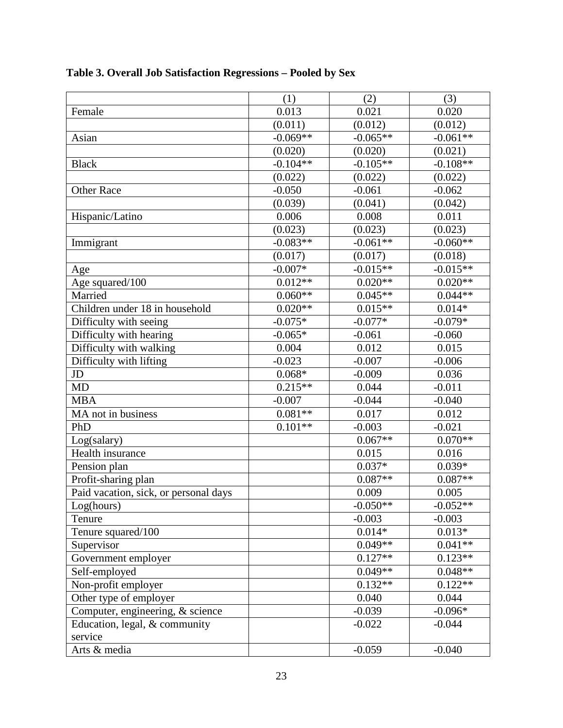**Table 3. Overall Job Satisfaction Regressions – Pooled by Sex**

| | (1) | (2) | (3) |
|---|---|---|---|
| Female | 0.013 | 0.021 | 0.020 |
| | (0.011) | (0.012) | (0.012) |
| Asian | -0.069** | -0.065** | -0.061** |
| | (0.020) | (0.020) | (0.021) |
| Black | -0.104** | -0.105** | -0.108** |
| | (0.022) | (0.022) | (0.022) |
| Other Race | -0.050 | -0.061 | -0.062 |
| | (0.039) | (0.041) | (0.042) |
| Hispanic/Latino | 0.006 | 0.008 | 0.011 |
| | (0.023) | (0.023) | (0.023) |
| Immigrant | -0.083** | -0.061** | -0.060** |
| | (0.017) | (0.017) | (0.018) |
| Age | -0.007* | -0.015** | -0.015** |
| Age squared/100 | 0.012** | 0.020** | 0.020** |
| Married | 0.060** | 0.045** | 0.044** |
| Children under 18 in household | 0.020** | 0.015** | 0.014* |
| Difficulty with seeing | -0.075* | -0.077* | -0.079* |
| Difficulty with hearing | -0.065* | -0.061 | -0.060 |
| Difficulty with walking | 0.004 | 0.012 | 0.015 |
| Difficulty with lifting | -0.023 | -0.007 | -0.006 |
| JD | 0.068* | -0.009 | 0.036 |
| MD | 0.215** | 0.044 | -0.011 |
| MBA | -0.007 | -0.044 | -0.040 |
| MA not in business | 0.081** | 0.017 | 0.012 |
| PhD | 0.101** | -0.003 | -0.021 |
| Log(salary) | | 0.067** | 0.070** |
| Health insurance | | 0.015 | 0.016 |
| Pension plan | | 0.037* | 0.039* |
| Profit-sharing plan | | 0.087** | 0.087** |
| Paid vacation, sick, or personal days | | 0.009 | 0.005 |
| Log(hours) | | -0.050** | -0.052** |
| Tenure | | -0.003 | -0.003 |
| Tenure squared/100 | | 0.014* | 0.013* |
| Supervisor | | 0.049** | 0.041** |
| Government employer | | 0.127** | 0.123** |
| Self-employed | | 0.049** | 0.048** |
| Non-profit employer | | 0.132** | 0.122** |
| Other type of employer | | 0.040 | 0.044 |
| Computer, engineering, & science | | -0.039 | -0.096* |
| Education, legal, & community service | | -0.022 | -0.044 |
| Arts & media | | -0.059 | -0.040 |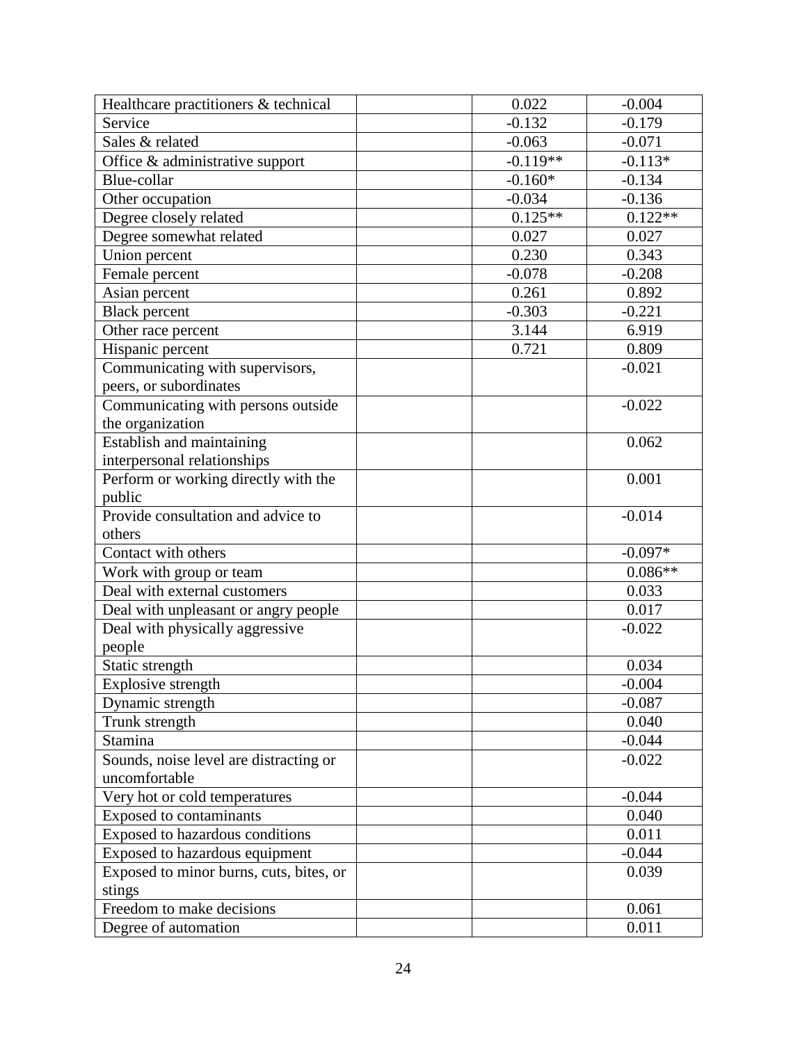| | | | |
|---|---|---|---|
| Healthcare practitioners & technical | | 0.022 | -0.004 |
| Service | | -0.132 | -0.179 |
| Sales & related | | -0.063 | -0.071 |
| Office & administrative support | | -0.119** | -0.113* |
| Blue-collar | | -0.160* | -0.134 |
| Other occupation | | -0.034 | -0.136 |
| Degree closely related | | 0.125** | 0.122** |
| Degree somewhat related | | 0.027 | 0.027 |
| Union percent | | 0.230 | 0.343 |
| Female percent | | -0.078 | -0.208 |
| Asian percent | | 0.261 | 0.892 |
| Black percent | | -0.303 | -0.221 |
| Other race percent | | 3.144 | 6.919 |
| Hispanic percent | | 0.721 | 0.809 |
| Communicating with supervisors, peers, or subordinates | | | -0.021 |
| Communicating with persons outside the organization | | | -0.022 |
| Establish and maintaining interpersonal relationships | | | 0.062 |
| Perform or working directly with the public | | | 0.001 |
| Provide consultation and advice to others | | | -0.014 |
| Contact with others | | | -0.097* |
| Work with group or team | | | 0.086** |
| Deal with external customers | | | 0.033 |
| Deal with unpleasant or angry people | | | 0.017 |
| Deal with physically aggressive people | | | -0.022 |
| Static strength | | | 0.034 |
| Explosive strength | | | -0.004 |
| Dynamic strength | | | -0.087 |
| Trunk strength | | | 0.040 |
| Stamina | | | -0.044 |
| Sounds, noise level are distracting or uncomfortable | | | -0.022 |
| Very hot or cold temperatures | | | -0.044 |
| Exposed to contaminants | | | 0.040 |
| Exposed to hazardous conditions | | | 0.011 |
| Exposed to hazardous equipment | | | -0.044 |
| Exposed to minor burns, cuts, bites, or stings | | | 0.039 |
| Freedom to make decisions | | | 0.061 |
| Degree of automation | | | 0.011 |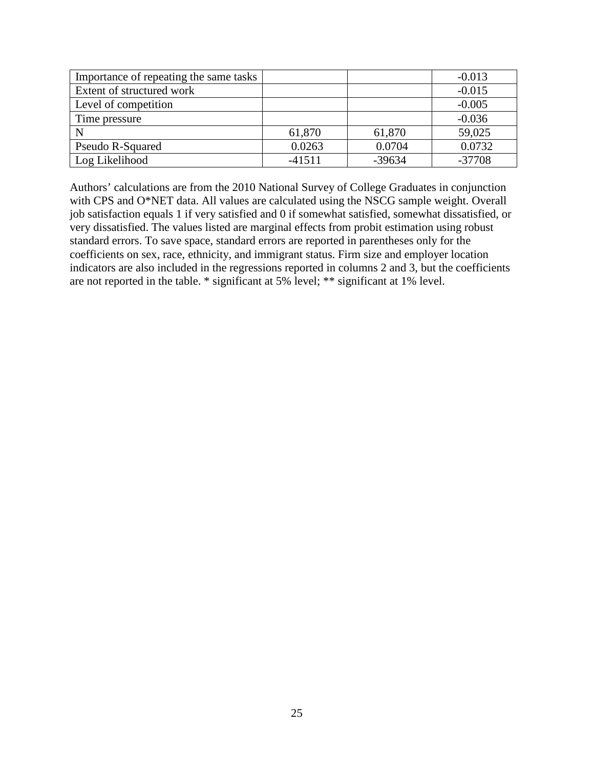| | | | |
|---|---|---|---|
| Importance of repeating the same tasks | | | -0.013 |
| Extent of structured work | | | -0.015 |
| Level of competition | | | -0.005 |
| Time pressure | | | -0.036 |
| N | 61,870 | 61,870 | 59,025 |
| Pseudo R-Squared | 0.0263 | 0.0704 | 0.0732 |
| Log Likelihood | -41511 | -39634 | -37708 |

Authors' calculations are from the 2010 National Survey of College Graduates in conjunction with CPS and O*NET data. All values are calculated using the NSCG sample weight. Overall job satisfaction equals 1 if very satisfied and 0 if somewhat satisfied, somewhat dissatisfied, or very dissatisfied. The values listed are marginal effects from probit estimation using robust standard errors. To save space, standard errors are reported in parentheses only for the coefficients on sex, race, ethnicity, and immigrant status. Firm size and employer location indicators are also included in the regressions reported in columns 2 and 3, but the coefficients are not reported in the table. * significant at 5% level; ** significant at 1% level.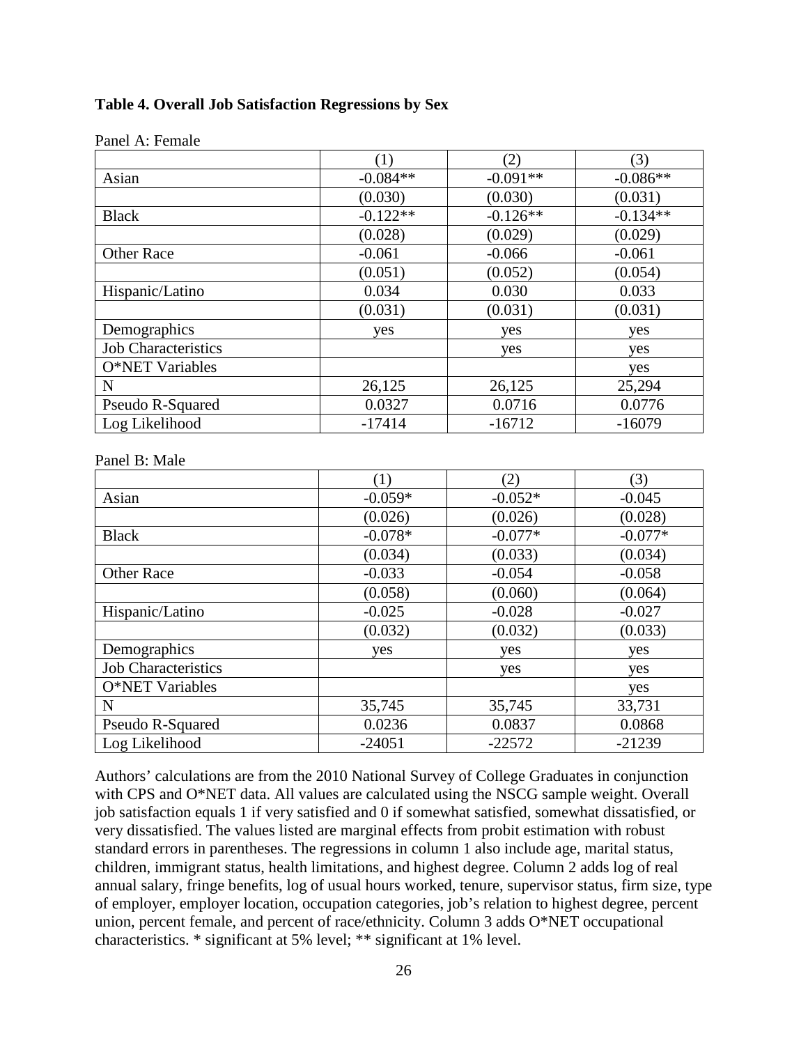**Table 4. Overall Job Satisfaction Regressions by Sex**

Panel A: Female

| | (1) | (2) | (3) |
|---|---|---|---|
| Asian | -0.084** | -0.091** | -0.086** |
| | (0.030) | (0.030) | (0.031) |
| Black | -0.122** | -0.126** | -0.134** |
| | (0.028) | (0.029) | (0.029) |
| Other Race | -0.061 | -0.066 | -0.061 |
| | (0.051) | (0.052) | (0.054) |
| Hispanic/Latino | 0.034 | 0.030 | 0.033 |
| | (0.031) | (0.031) | (0.031) |
| Demographics | yes | yes | yes |
| Job Characteristics | | yes | yes |
| O*NET Variables | | | yes |
| N | 26,125 | 26,125 | 25,294 |
| Pseudo R-Squared | 0.0327 | 0.0716 | 0.0776 |
| Log Likelihood | -17414 | -16712 | -16079 |

Panel B: Male

| | (1) | (2) | (3) |
|---|---|---|---|
| Asian | -0.059* | -0.052* | -0.045 |
| | (0.026) | (0.026) | (0.028) |
| Black | -0.078* | -0.077* | -0.077* |
| | (0.034) | (0.033) | (0.034) |
| Other Race | -0.033 | -0.054 | -0.058 |
| | (0.058) | (0.060) | (0.064) |
| Hispanic/Latino | -0.025 | -0.028 | -0.027 |
| | (0.032) | (0.032) | (0.033) |
| Demographics | yes | yes | yes |
| Job Characteristics | | yes | yes |
| O*NET Variables | | | yes |
| N | 35,745 | 35,745 | 33,731 |
| Pseudo R-Squared | 0.0236 | 0.0837 | 0.0868 |
| Log Likelihood | -24051 | -22572 | -21239 |

Authors' calculations are from the 2010 National Survey of College Graduates in conjunction with CPS and O*NET data. All values are calculated using the NSCG sample weight. Overall job satisfaction equals 1 if very satisfied and 0 if somewhat satisfied, somewhat dissatisfied, or very dissatisfied. The values listed are marginal effects from probit estimation with robust standard errors in parentheses. The regressions in column 1 also include age, marital status, children, immigrant status, health limitations, and highest degree. Column 2 adds log of real annual salary, fringe benefits, log of usual hours worked, tenure, supervisor status, firm size, type of employer, employer location, occupation categories, job's relation to highest degree, percent union, percent female, and percent of race/ethnicity. Column 3 adds O*NET occupational characteristics. * significant at 5% level; ** significant at 1% level.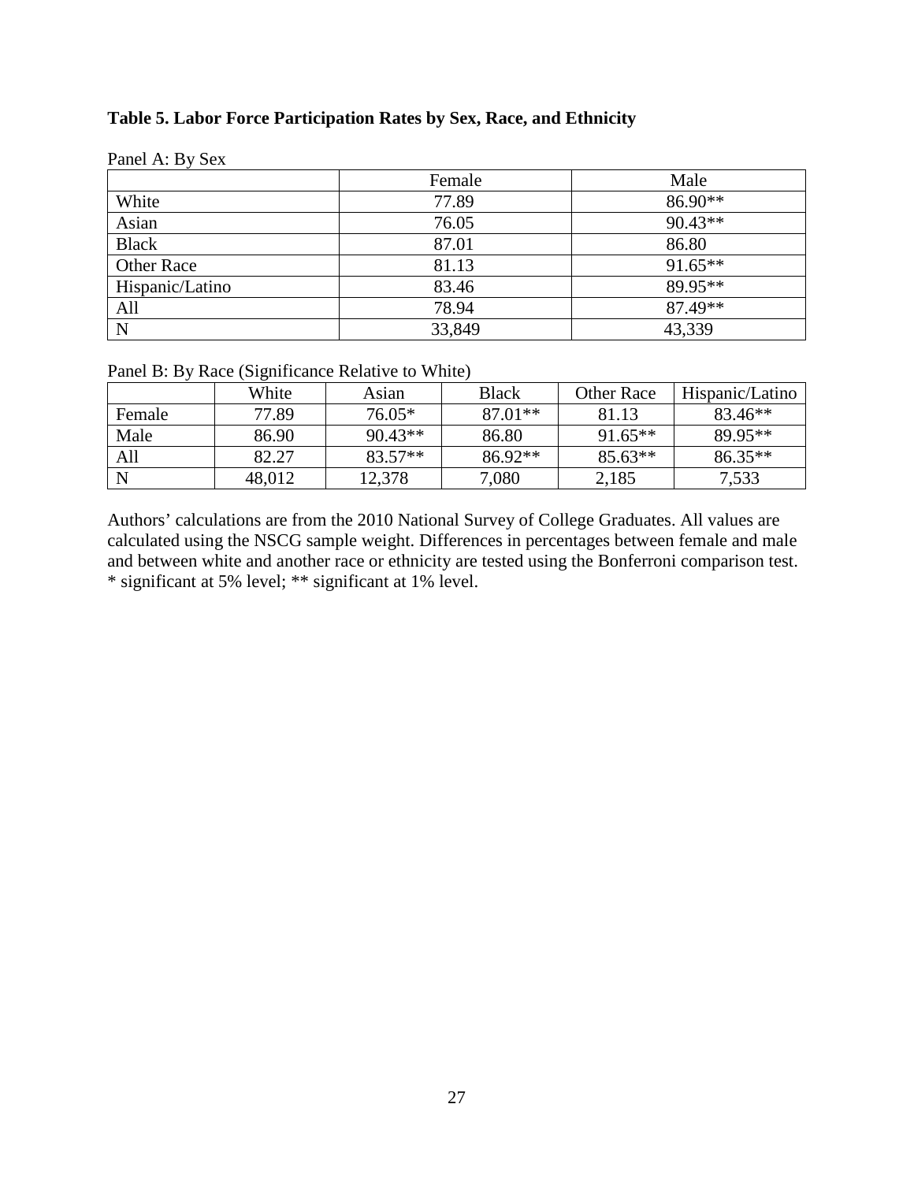**Table 5. Labor Force Participation Rates by Sex, Race, and Ethnicity**

Panel A: By Sex

| | Female | Male |
|---|---|---|
| White | 77.89 | 86.90** |
| Asian | 76.05 | 90.43** |
| Black | 87.01 | 86.80 |
| Other Race | 81.13 | 91.65** |
| Hispanic/Latino | 83.46 | 89.95** |
| All | 78.94 | 87.49** |
| N | 33,849 | 43,339 |

Panel B: By Race (Significance Relative to White)

| | White | Asian | Black | Other Race | Hispanic/Latino |
|---|---|---|---|---|---|
| Female | 77.89 | 76.05* | 87.01** | 81.13 | 83.46** |
| Male | 86.90 | 90.43** | 86.80 | 91.65** | 89.95** |
| All | 82.27 | 83.57** | 86.92** | 85.63** | 86.35** |
| N | 48,012 | 12,378 | 7,080 | 2,185 | 7,533 |

Authors' calculations are from the 2010 National Survey of College Graduates. All values are calculated using the NSCG sample weight. Differences in percentages between female and male and between white and another race or ethnicity are tested using the Bonferroni comparison test. * significant at 5% level; ** significant at 1% level.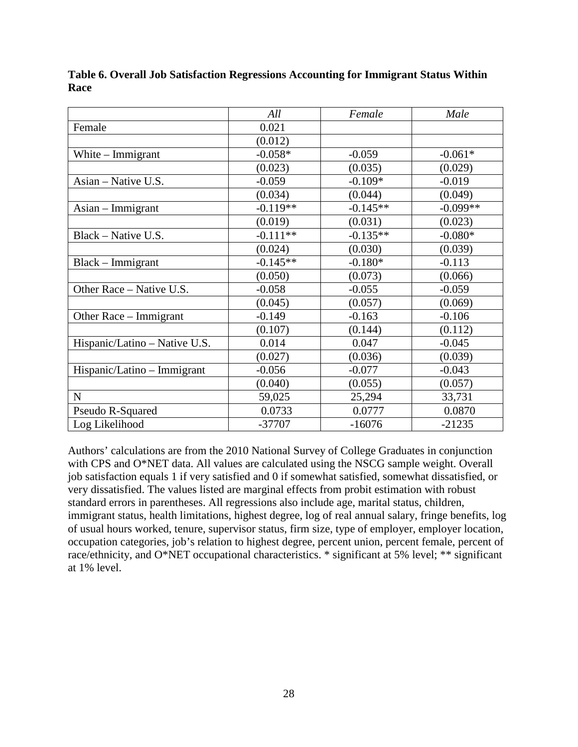**Table 6. Overall Job Satisfaction Regressions Accounting for Immigrant Status Within Race**

| | *All* | *Female* | *Male* |
|---|---|---|---|
| Female | 0.021 | | |
| | (0.012) | | |
| White – Immigrant | -0.058* | -0.059 | -0.061* |
| | (0.023) | (0.035) | (0.029) |
| Asian – Native U.S. | -0.059 | -0.109* | -0.019 |
| | (0.034) | (0.044) | (0.049) |
| Asian – Immigrant | -0.119** | -0.145** | -0.099** |
| | (0.019) | (0.031) | (0.023) |
| Black – Native U.S. | -0.111** | -0.135** | -0.080* |
| | (0.024) | (0.030) | (0.039) |
| Black – Immigrant | -0.145** | -0.180* | -0.113 |
| | (0.050) | (0.073) | (0.066) |
| Other Race – Native U.S. | -0.058 | -0.055 | -0.059 |
| | (0.045) | (0.057) | (0.069) |
| Other Race – Immigrant | -0.149 | -0.163 | -0.106 |
| | (0.107) | (0.144) | (0.112) |
| Hispanic/Latino – Native U.S. | 0.014 | 0.047 | -0.045 |
| | (0.027) | (0.036) | (0.039) |
| Hispanic/Latino – Immigrant | -0.056 | -0.077 | -0.043 |
| | (0.040) | (0.055) | (0.057) |
| N | 59,025 | 25,294 | 33,731 |
| Pseudo R-Squared | 0.0733 | 0.0777 | 0.0870 |
| Log Likelihood | -37707 | -16076 | -21235 |

Authors' calculations are from the 2010 National Survey of College Graduates in conjunction with CPS and O*NET data. All values are calculated using the NSCG sample weight. Overall job satisfaction equals 1 if very satisfied and 0 if somewhat satisfied, somewhat dissatisfied, or very dissatisfied. The values listed are marginal effects from probit estimation with robust standard errors in parentheses. All regressions also include age, marital status, children, immigrant status, health limitations, highest degree, log of real annual salary, fringe benefits, log of usual hours worked, tenure, supervisor status, firm size, type of employer, employer location, occupation categories, job's relation to highest degree, percent union, percent female, percent of race/ethnicity, and O*NET occupational characteristics. * significant at 5% level; ** significant at 1% level.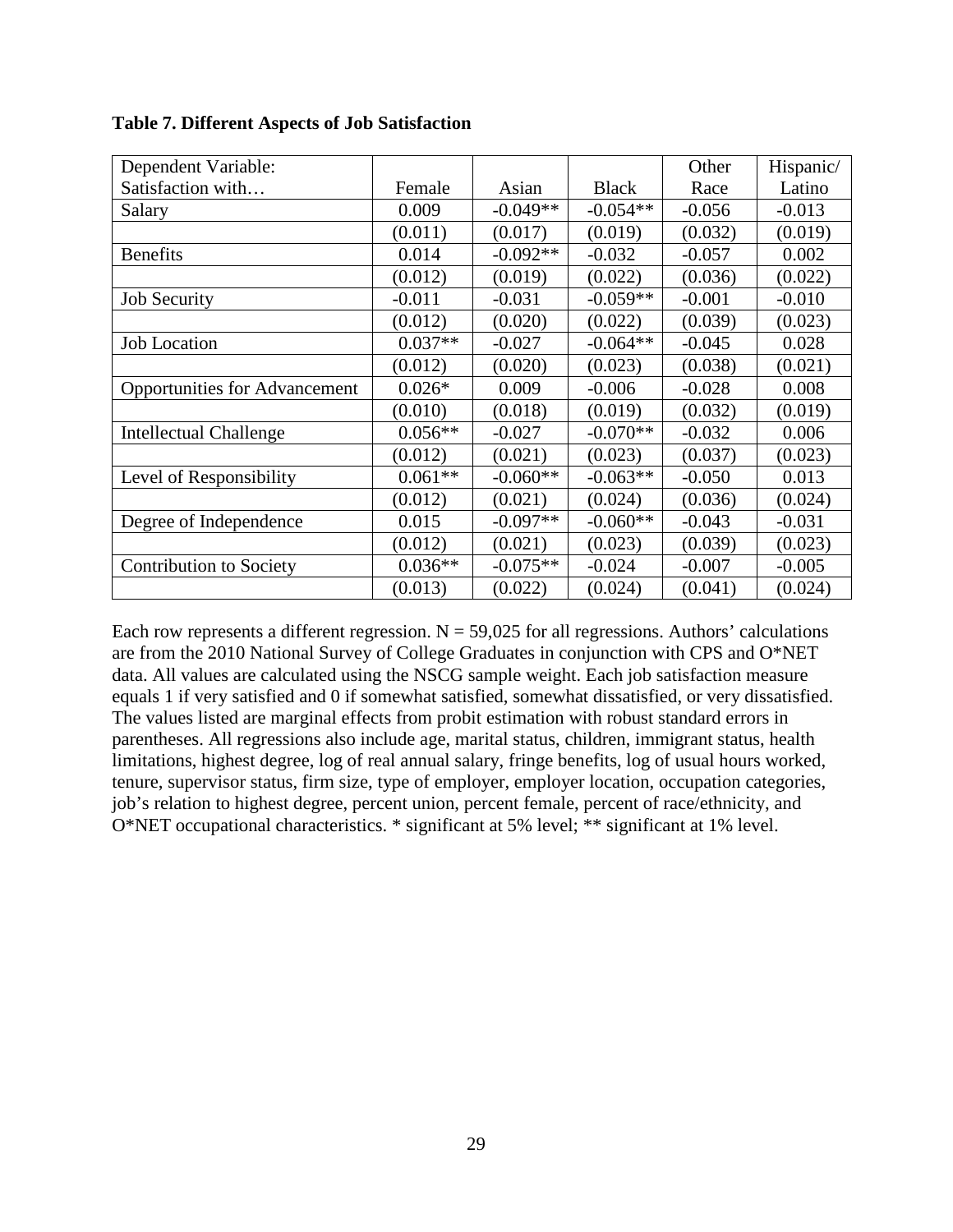**Table 7. Different Aspects of Job Satisfaction**

| Dependent Variable: Satisfaction with… | Female | Asian | Black | Other Race | Hispanic/ Latino |
|---|---|---|---|---|---|
| Salary | 0.009 | -0.049** | -0.054** | -0.056 | -0.013 |
| | (0.011) | (0.017) | (0.019) | (0.032) | (0.019) |
| Benefits | 0.014 | -0.092** | -0.032 | -0.057 | 0.002 |
| | (0.012) | (0.019) | (0.022) | (0.036) | (0.022) |
| Job Security | -0.011 | -0.031 | -0.059** | -0.001 | -0.010 |
| | (0.012) | (0.020) | (0.022) | (0.039) | (0.023) |
| Job Location | 0.037** | -0.027 | -0.064** | -0.045 | 0.028 |
| | (0.012) | (0.020) | (0.023) | (0.038) | (0.021) |
| Opportunities for Advancement | 0.026* | 0.009 | -0.006 | -0.028 | 0.008 |
| | (0.010) | (0.018) | (0.019) | (0.032) | (0.019) |
| Intellectual Challenge | 0.056** | -0.027 | -0.070** | -0.032 | 0.006 |
| | (0.012) | (0.021) | (0.023) | (0.037) | (0.023) |
| Level of Responsibility | 0.061** | -0.060** | -0.063** | -0.050 | 0.013 |
| | (0.012) | (0.021) | (0.024) | (0.036) | (0.024) |
| Degree of Independence | 0.015 | -0.097** | -0.060** | -0.043 | -0.031 |
| | (0.012) | (0.021) | (0.023) | (0.039) | (0.023) |
| Contribution to Society | 0.036** | -0.075** | -0.024 | -0.007 | -0.005 |
| | (0.013) | (0.022) | (0.024) | (0.041) | (0.024) |

Each row represents a different regression. N = 59,025 for all regressions. Authors' calculations are from the 2010 National Survey of College Graduates in conjunction with CPS and O*NET data. All values are calculated using the NSCG sample weight. Each job satisfaction measure equals 1 if very satisfied and 0 if somewhat satisfied, somewhat dissatisfied, or very dissatisfied. The values listed are marginal effects from probit estimation with robust standard errors in parentheses. All regressions also include age, marital status, children, immigrant status, health limitations, highest degree, log of real annual salary, fringe benefits, log of usual hours worked, tenure, supervisor status, firm size, type of employer, employer location, occupation categories, job's relation to highest degree, percent union, percent female, percent of race/ethnicity, and O*NET occupational characteristics. * significant at 5% level; ** significant at 1% level.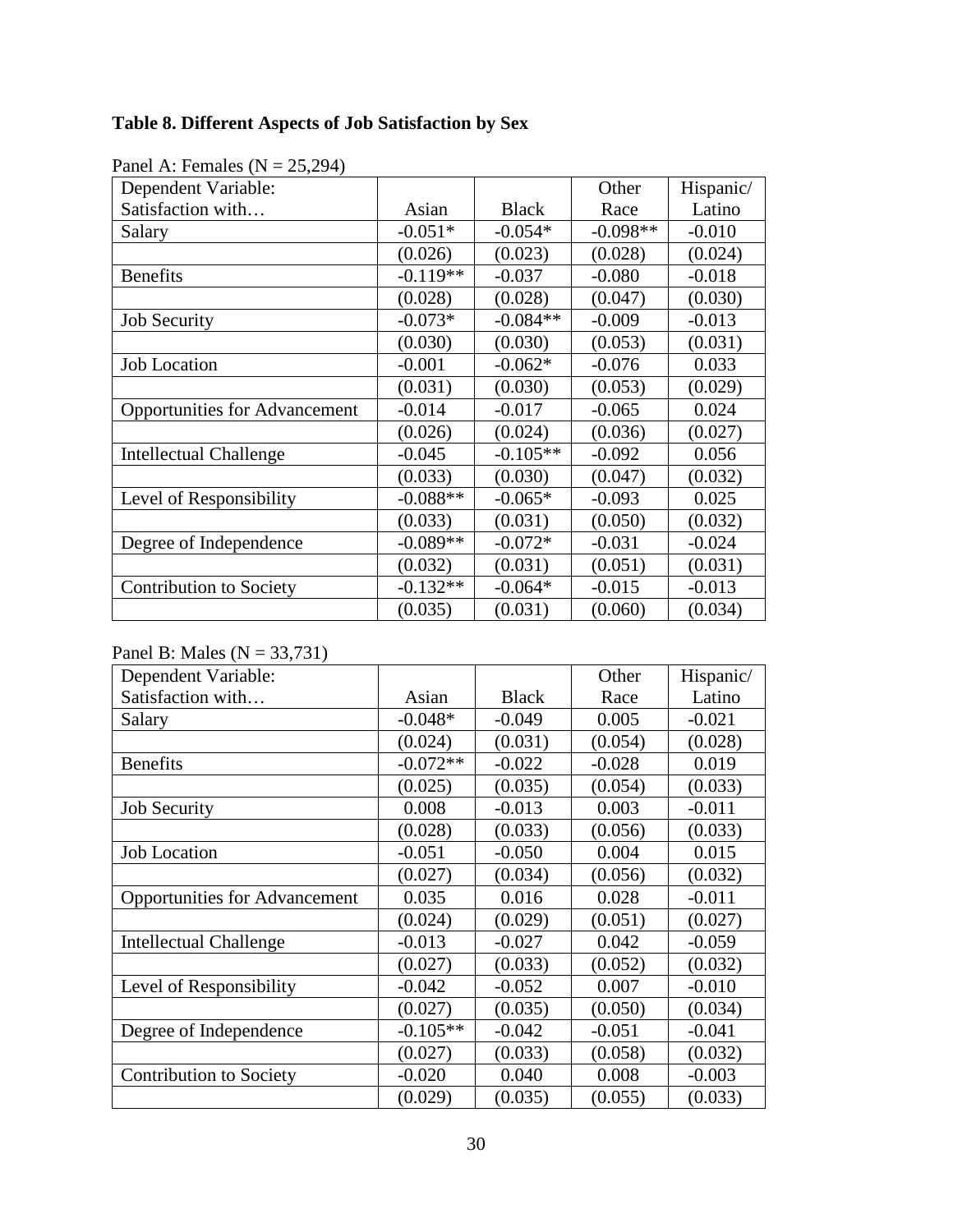**Table 8. Different Aspects of Job Satisfaction by Sex**

Panel A: Females (N = 25,294)

| Dependent Variable: Satisfaction with… | Asian | Black | Other Race | Hispanic/ Latino |
|---|---|---|---|---|
| Salary | -0.051* | -0.054* | -0.098** | -0.010 |
| | (0.026) | (0.023) | (0.028) | (0.024) |
| Benefits | -0.119** | -0.037 | -0.080 | -0.018 |
| | (0.028) | (0.028) | (0.047) | (0.030) |
| Job Security | -0.073* | -0.084** | -0.009 | -0.013 |
| | (0.030) | (0.030) | (0.053) | (0.031) |
| Job Location | -0.001 | -0.062* | -0.076 | 0.033 |
| | (0.031) | (0.030) | (0.053) | (0.029) |
| Opportunities for Advancement | -0.014 | -0.017 | -0.065 | 0.024 |
| | (0.026) | (0.024) | (0.036) | (0.027) |
| Intellectual Challenge | -0.045 | -0.105** | -0.092 | 0.056 |
| | (0.033) | (0.030) | (0.047) | (0.032) |
| Level of Responsibility | -0.088** | -0.065* | -0.093 | 0.025 |
| | (0.033) | (0.031) | (0.050) | (0.032) |
| Degree of Independence | -0.089** | -0.072* | -0.031 | -0.024 |
| | (0.032) | (0.031) | (0.051) | (0.031) |
| Contribution to Society | -0.132** | -0.064* | -0.015 | -0.013 |
| | (0.035) | (0.031) | (0.060) | (0.034) |

Panel B: Males (N = 33,731)

| Dependent Variable: Satisfaction with… | Asian | Black | Other Race | Hispanic/ Latino |
|---|---|---|---|---|
| Salary | -0.048* | -0.049 | 0.005 | -0.021 |
| | (0.024) | (0.031) | (0.054) | (0.028) |
| Benefits | -0.072** | -0.022 | -0.028 | 0.019 |
| | (0.025) | (0.035) | (0.054) | (0.033) |
| Job Security | 0.008 | -0.013 | 0.003 | -0.011 |
| | (0.028) | (0.033) | (0.056) | (0.033) |
| Job Location | -0.051 | -0.050 | 0.004 | 0.015 |
| | (0.027) | (0.034) | (0.056) | (0.032) |
| Opportunities for Advancement | 0.035 | 0.016 | 0.028 | -0.011 |
| | (0.024) | (0.029) | (0.051) | (0.027) |
| Intellectual Challenge | -0.013 | -0.027 | 0.042 | -0.059 |
| | (0.027) | (0.033) | (0.052) | (0.032) |
| Level of Responsibility | -0.042 | -0.052 | 0.007 | -0.010 |
| | (0.027) | (0.035) | (0.050) | (0.034) |
| Degree of Independence | -0.105** | -0.042 | -0.051 | -0.041 |
| | (0.027) | (0.033) | (0.058) | (0.032) |
| Contribution to Society | -0.020 | 0.040 | 0.008 | -0.003 |
| | (0.029) | (0.035) | (0.055) | (0.033) |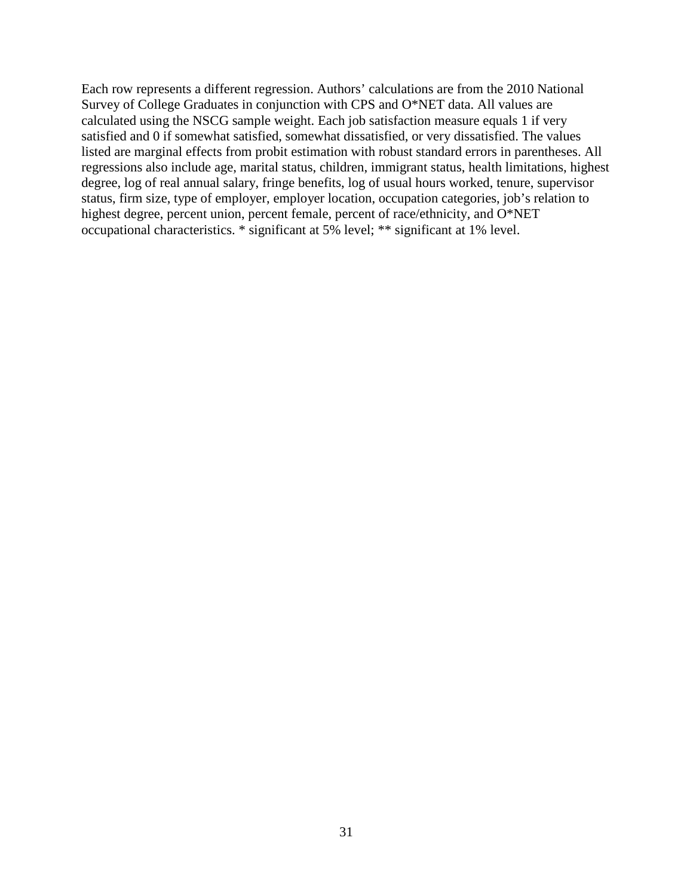Each row represents a different regression. Authors' calculations are from the 2010 National Survey of College Graduates in conjunction with CPS and O*NET data. All values are calculated using the NSCG sample weight. Each job satisfaction measure equals 1 if very satisfied and 0 if somewhat satisfied, somewhat dissatisfied, or very dissatisfied. The values listed are marginal effects from probit estimation with robust standard errors in parentheses. All regressions also include age, marital status, children, immigrant status, health limitations, highest degree, log of real annual salary, fringe benefits, log of usual hours worked, tenure, supervisor status, firm size, type of employer, employer location, occupation categories, job's relation to highest degree, percent union, percent female, percent of race/ethnicity, and O*NET occupational characteristics. * significant at 5% level; ** significant at 1% level.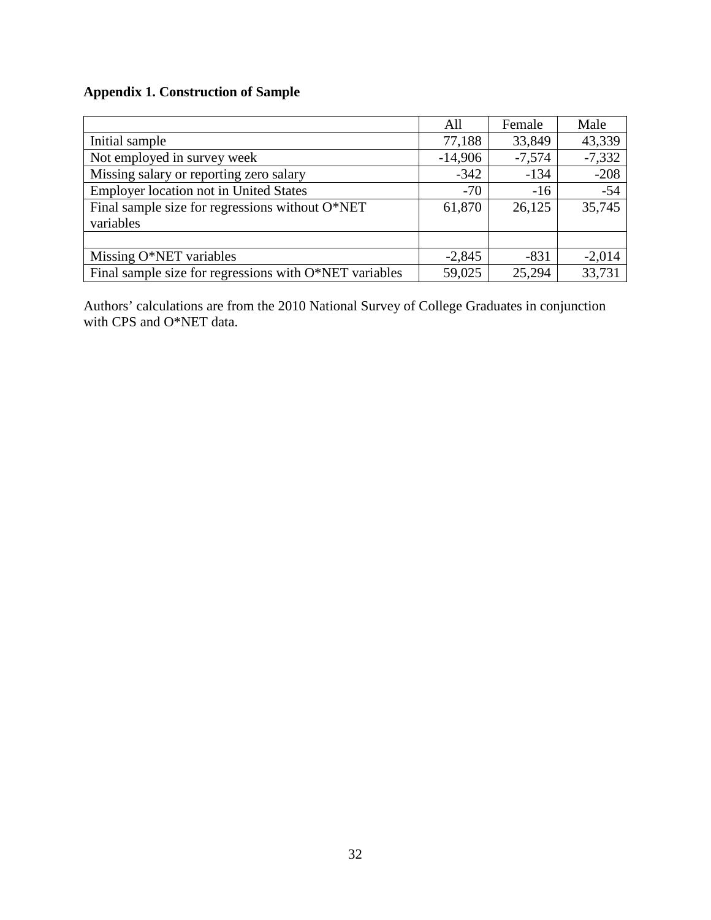**Appendix 1. Construction of Sample**

| | All | Female | Male |
|---|---|---|---|
| Initial sample | 77,188 | 33,849 | 43,339 |
| Not employed in survey week | -14,906 | -7,574 | -7,332 |
| Missing salary or reporting zero salary | -342 | -134 | -208 |
| Employer location not in United States | -70 | -16 | -54 |
| Final sample size for regressions without O*NET variables | 61,870 | 26,125 | 35,745 |
| | | | |
| Missing O*NET variables | -2,845 | -831 | -2,014 |
| Final sample size for regressions with O*NET variables | 59,025 | 25,294 | 33,731 |

Authors' calculations are from the 2010 National Survey of College Graduates in conjunction with CPS and O*NET data.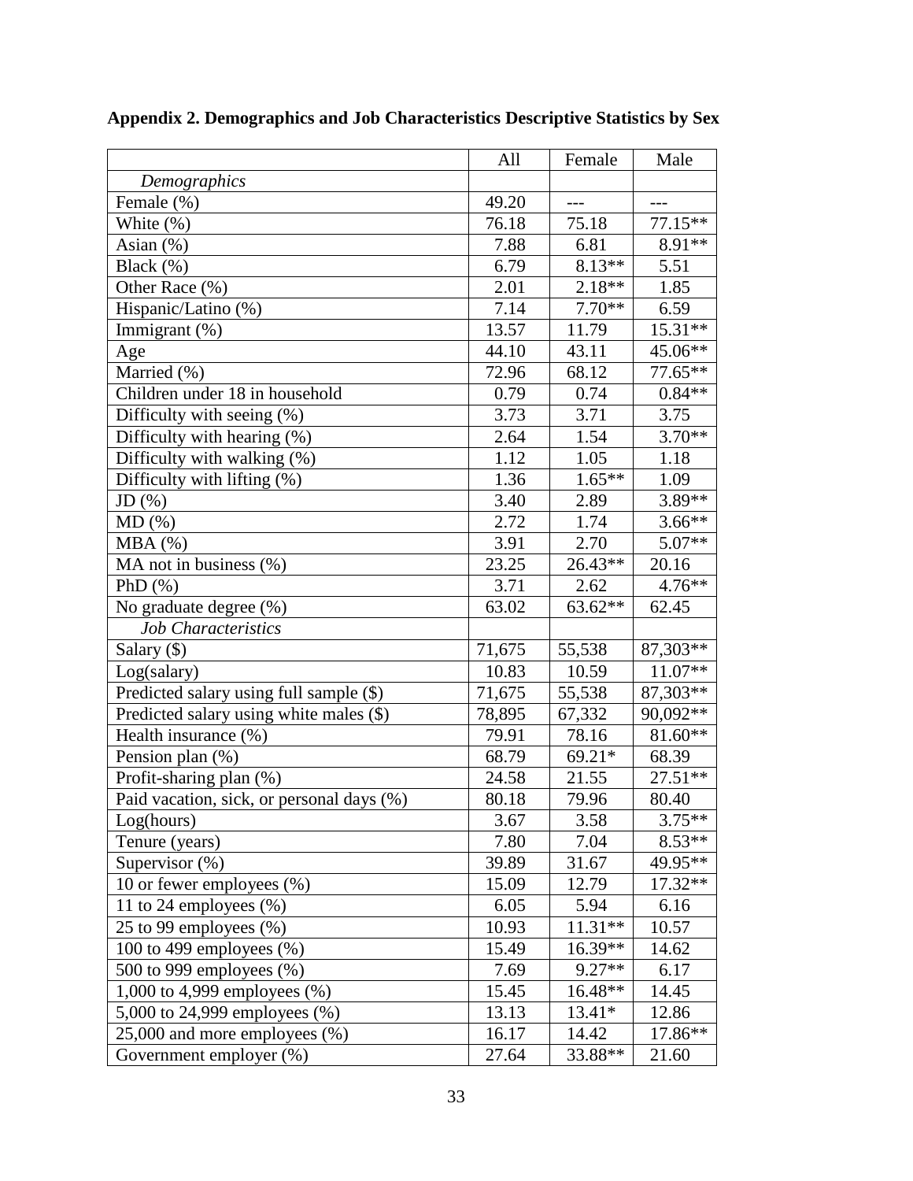**Appendix 2. Demographics and Job Characteristics Descriptive Statistics by Sex**

| | All | Female | Male |
|---|---|---|---|
| *Demographics* | | | |
| Female (%) | 49.20 | --- | --- |
| White (%) | 76.18 | 75.18 | 77.15** |
| Asian (%) | 7.88 | 6.81 | 8.91** |
| Black (%) | 6.79 | 8.13** | 5.51 |
| Other Race (%) | 2.01 | 2.18** | 1.85 |
| Hispanic/Latino (%) | 7.14 | 7.70** | 6.59 |
| Immigrant (%) | 13.57 | 11.79 | 15.31** |
| Age | 44.10 | 43.11 | 45.06** |
| Married (%) | 72.96 | 68.12 | 77.65** |
| Children under 18 in household | 0.79 | 0.74 | 0.84** |
| Difficulty with seeing (%) | 3.73 | 3.71 | 3.75 |
| Difficulty with hearing (%) | 2.64 | 1.54 | 3.70** |
| Difficulty with walking (%) | 1.12 | 1.05 | 1.18 |
| Difficulty with lifting (%) | 1.36 | 1.65** | 1.09 |
| JD (%) | 3.40 | 2.89 | 3.89** |
| MD (%) | 2.72 | 1.74 | 3.66** |
| MBA (%) | 3.91 | 2.70 | 5.07** |
| MA not in business (%) | 23.25 | 26.43** | 20.16 |
| PhD (%) | 3.71 | 2.62 | 4.76** |
| No graduate degree (%) | 63.02 | 63.62** | 62.45 |
| *Job Characteristics* | | | |
| Salary ($) | 71,675 | 55,538 | 87,303** |
| Log(salary) | 10.83 | 10.59 | 11.07** |
| Predicted salary using full sample ($) | 71,675 | 55,538 | 87,303** |
| Predicted salary using white males ($) | 78,895 | 67,332 | 90,092** |
| Health insurance (%) | 79.91 | 78.16 | 81.60** |
| Pension plan (%) | 68.79 | 69.21* | 68.39 |
| Profit-sharing plan (%) | 24.58 | 21.55 | 27.51** |
| Paid vacation, sick, or personal days (%) | 80.18 | 79.96 | 80.40 |
| Log(hours) | 3.67 | 3.58 | 3.75** |
| Tenure (years) | 7.80 | 7.04 | 8.53** |
| Supervisor (%) | 39.89 | 31.67 | 49.95** |
| 10 or fewer employees (%) | 15.09 | 12.79 | 17.32** |
| 11 to 24 employees (%) | 6.05 | 5.94 | 6.16 |
| 25 to 99 employees (%) | 10.93 | 11.31** | 10.57 |
| 100 to 499 employees (%) | 15.49 | 16.39** | 14.62 |
| 500 to 999 employees (%) | 7.69 | 9.27** | 6.17 |
| 1,000 to 4,999 employees (%) | 15.45 | 16.48** | 14.45 |
| 5,000 to 24,999 employees (%) | 13.13 | 13.41* | 12.86 |
| 25,000 and more employees (%) | 16.17 | 14.42 | 17.86** |
| Government employer (%) | 27.64 | 33.88** | 21.60 |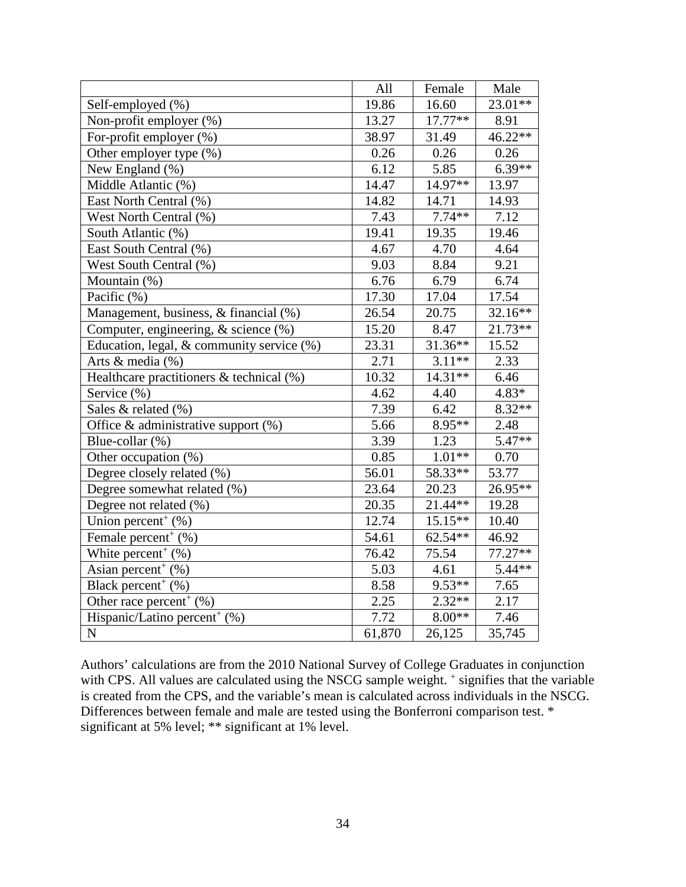| | All | Female | Male |
|---|---|---|---|
| Self-employed (%) | 19.86 | 16.60 | 23.01** |
| Non-profit employer (%) | 13.27 | 17.77** | 8.91 |
| For-profit employer (%) | 38.97 | 31.49 | 46.22** |
| Other employer type (%) | 0.26 | 0.26 | 0.26 |
| New England (%) | 6.12 | 5.85 | 6.39** |
| Middle Atlantic (%) | 14.47 | 14.97** | 13.97 |
| East North Central (%) | 14.82 | 14.71 | 14.93 |
| West North Central (%) | 7.43 | 7.74** | 7.12 |
| South Atlantic (%) | 19.41 | 19.35 | 19.46 |
| East South Central (%) | 4.67 | 4.70 | 4.64 |
| West South Central (%) | 9.03 | 8.84 | 9.21 |
| Mountain (%) | 6.76 | 6.79 | 6.74 |
| Pacific (%) | 17.30 | 17.04 | 17.54 |
| Management, business, & financial (%) | 26.54 | 20.75 | 32.16** |
| Computer, engineering, & science (%) | 15.20 | 8.47 | 21.73** |
| Education, legal, & community service (%) | 23.31 | 31.36** | 15.52 |
| Arts & media (%) | 2.71 | 3.11** | 2.33 |
| Healthcare practitioners & technical (%) | 10.32 | 14.31** | 6.46 |
| Service (%) | 4.62 | 4.40 | 4.83* |
| Sales & related (%) | 7.39 | 6.42 | 8.32** |
| Office & administrative support (%) | 5.66 | 8.95** | 2.48 |
| Blue-collar (%) | 3.39 | 1.23 | 5.47** |
| Other occupation (%) | 0.85 | 1.01** | 0.70 |
| Degree closely related (%) | 56.01 | 58.33** | 53.77 |
| Degree somewhat related (%) | 23.64 | 20.23 | 26.95** |
| Degree not related (%) | 20.35 | 21.44** | 19.28 |
| Union percent+ (%) | 12.74 | 15.15** | 10.40 |
| Female percent+ (%) | 54.61 | 62.54** | 46.92 |
| White percent+ (%) | 76.42 | 75.54 | 77.27** |
| Asian percent+ (%) | 5.03 | 4.61 | 5.44** |
| Black percent+ (%) | 8.58 | 9.53** | 7.65 |
| Other race percent+ (%) | 2.25 | 2.32** | 2.17 |
| Hispanic/Latino percent+ (%) | 7.72 | 8.00** | 7.46 |
| N | 61,870 | 26,125 | 35,745 |

Authors' calculations are from the 2010 National Survey of College Graduates in conjunction with CPS. All values are calculated using the NSCG sample weight. + signifies that the variable is created from the CPS, and the variable's mean is calculated across individuals in the NSCG. Differences between female and male are tested using the Bonferroni comparison test. * significant at 5% level; ** significant at 1% level.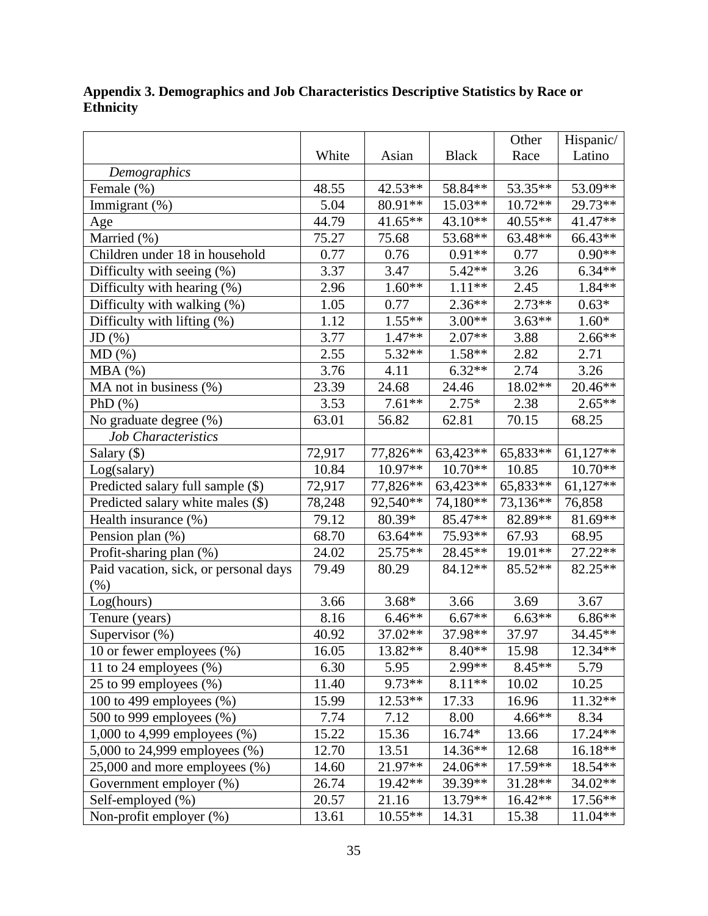**Appendix 3. Demographics and Job Characteristics Descriptive Statistics by Race or Ethnicity**

| | White | Asian | Black | Other Race | Hispanic/ Latino |
|---|---|---|---|---|---|
| *Demographics* | | | | | |
| Female (%) | 48.55 | 42.53** | 58.84** | 53.35** | 53.09** |
| Immigrant (%) | 5.04 | 80.91** | 15.03** | 10.72** | 29.73** |
| Age | 44.79 | 41.65** | 43.10** | 40.55** | 41.47** |
| Married (%) | 75.27 | 75.68 | 53.68** | 63.48** | 66.43** |
| Children under 18 in household | 0.77 | 0.76 | 0.91** | 0.77 | 0.90** |
| Difficulty with seeing (%) | 3.37 | 3.47 | 5.42** | 3.26 | 6.34** |
| Difficulty with hearing (%) | 2.96 | 1.60** | 1.11** | 2.45 | 1.84** |
| Difficulty with walking (%) | 1.05 | 0.77 | 2.36** | 2.73** | 0.63* |
| Difficulty with lifting (%) | 1.12 | 1.55** | 3.00** | 3.63** | 1.60* |
| JD (%) | 3.77 | 1.47** | 2.07** | 3.88 | 2.66** |
| MD (%) | 2.55 | 5.32** | 1.58** | 2.82 | 2.71 |
| MBA (%) | 3.76 | 4.11 | 6.32** | 2.74 | 3.26 |
| MA not in business (%) | 23.39 | 24.68 | 24.46 | 18.02** | 20.46** |
| PhD (%) | 3.53 | 7.61** | 2.75* | 2.38 | 2.65** |
| No graduate degree (%) | 63.01 | 56.82 | 62.81 | 70.15 | 68.25 |
| *Job Characteristics* | | | | | |
| Salary ($) | 72,917 | 77,826** | 63,423** | 65,833** | 61,127** |
| Log(salary) | 10.84 | 10.97** | 10.70** | 10.85 | 10.70** |
| Predicted salary full sample ($) | 72,917 | 77,826** | 63,423** | 65,833** | 61,127** |
| Predicted salary white males ($) | 78,248 | 92,540** | 74,180** | 73,136** | 76,858 |
| Health insurance (%) | 79.12 | 80.39* | 85.47** | 82.89** | 81.69** |
| Pension plan (%) | 68.70 | 63.64** | 75.93** | 67.93 | 68.95 |
| Profit-sharing plan (%) | 24.02 | 25.75** | 28.45** | 19.01** | 27.22** |
| Paid vacation, sick, or personal days (%) | 79.49 | 80.29 | 84.12** | 85.52** | 82.25** |
| Log(hours) | 3.66 | 3.68* | 3.66 | 3.69 | 3.67 |
| Tenure (years) | 8.16 | 6.46** | 6.67** | 6.63** | 6.86** |
| Supervisor (%) | 40.92 | 37.02** | 37.98** | 37.97 | 34.45** |
| 10 or fewer employees (%) | 16.05 | 13.82** | 8.40** | 15.98 | 12.34** |
| 11 to 24 employees (%) | 6.30 | 5.95 | 2.99** | 8.45** | 5.79 |
| 25 to 99 employees (%) | 11.40 | 9.73** | 8.11** | 10.02 | 10.25 |
| 100 to 499 employees (%) | 15.99 | 12.53** | 17.33 | 16.96 | 11.32** |
| 500 to 999 employees (%) | 7.74 | 7.12 | 8.00 | 4.66** | 8.34 |
| 1,000 to 4,999 employees (%) | 15.22 | 15.36 | 16.74* | 13.66 | 17.24** |
| 5,000 to 24,999 employees (%) | 12.70 | 13.51 | 14.36** | 12.68 | 16.18** |
| 25,000 and more employees (%) | 14.60 | 21.97** | 24.06** | 17.59** | 18.54** |
| Government employer (%) | 26.74 | 19.42** | 39.39** | 31.28** | 34.02** |
| Self-employed (%) | 20.57 | 21.16 | 13.79** | 16.42** | 17.56** |
| Non-profit employer (%) | 13.61 | 10.55** | 14.31 | 15.38 | 11.04** |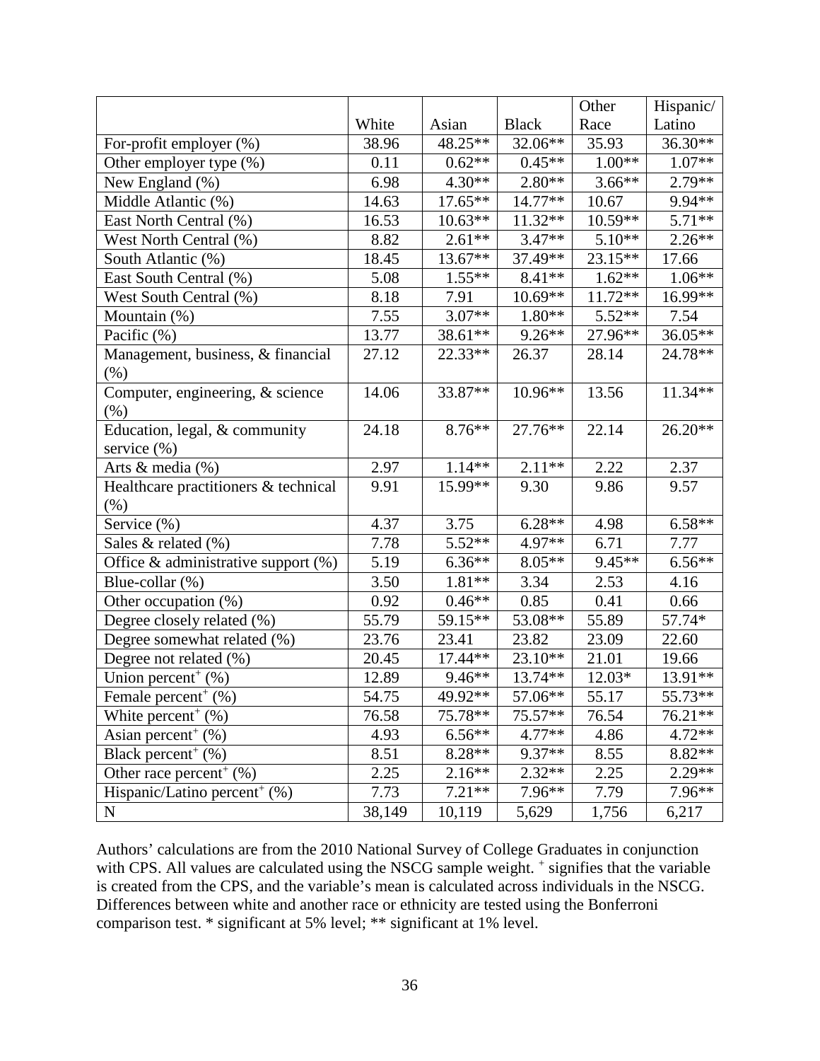| | White | Asian | Black | Other Race | Hispanic/ Latino |
|---|---|---|---|---|---|
| For-profit employer (%) | 38.96 | 48.25** | 32.06** | 35.93 | 36.30** |
| Other employer type (%) | 0.11 | 0.62** | 0.45** | 1.00** | 1.07** |
| New England (%) | 6.98 | 4.30** | 2.80** | 3.66** | 2.79** |
| Middle Atlantic (%) | 14.63 | 17.65** | 14.77** | 10.67 | 9.94** |
| East North Central (%) | 16.53 | 10.63** | 11.32** | 10.59** | 5.71** |
| West North Central (%) | 8.82 | 2.61** | 3.47** | 5.10** | 2.26** |
| South Atlantic (%) | 18.45 | 13.67** | 37.49** | 23.15** | 17.66 |
| East South Central (%) | 5.08 | 1.55** | 8.41** | 1.62** | 1.06** |
| West South Central (%) | 8.18 | 7.91 | 10.69** | 11.72** | 16.99** |
| Mountain (%) | 7.55 | 3.07** | 1.80** | 5.52** | 7.54 |
| Pacific (%) | 13.77 | 38.61** | 9.26** | 27.96** | 36.05** |
| Management, business, & financial (%) | 27.12 | 22.33** | 26.37 | 28.14 | 24.78** |
| Computer, engineering, & science (%) | 14.06 | 33.87** | 10.96** | 13.56 | 11.34** |
| Education, legal, & community service (%) | 24.18 | 8.76** | 27.76** | 22.14 | 26.20** |
| Arts & media (%) | 2.97 | 1.14** | 2.11** | 2.22 | 2.37 |
| Healthcare practitioners & technical (%) | 9.91 | 15.99** | 9.30 | 9.86 | 9.57 |
| Service (%) | 4.37 | 3.75 | 6.28** | 4.98 | 6.58** |
| Sales & related (%) | 7.78 | 5.52** | 4.97** | 6.71 | 7.77 |
| Office & administrative support (%) | 5.19 | 6.36** | 8.05** | 9.45** | 6.56** |
| Blue-collar (%) | 3.50 | 1.81** | 3.34 | 2.53 | 4.16 |
| Other occupation (%) | 0.92 | 0.46** | 0.85 | 0.41 | 0.66 |
| Degree closely related (%) | 55.79 | 59.15** | 53.08** | 55.89 | 57.74* |
| Degree somewhat related (%) | 23.76 | 23.41 | 23.82 | 23.09 | 22.60 |
| Degree not related (%) | 20.45 | 17.44** | 23.10** | 21.01 | 19.66 |
| Union percent$^{+}$ (%) | 12.89 | 9.46** | 13.74** | 12.03* | 13.91** |
| Female percent$^{+}$ (%) | 54.75 | 49.92** | 57.06** | 55.17 | 55.73** |
| White percent$^{+}$ (%) | 76.58 | 75.78** | 75.57** | 76.54 | 76.21** |
| Asian percent$^{+}$ (%) | 4.93 | 6.56** | 4.77** | 4.86 | 4.72** |
| Black percent$^{+}$ (%) | 8.51 | 8.28** | 9.37** | 8.55 | 8.82** |
| Other race percent$^{+}$ (%) | 2.25 | 2.16** | 2.32** | 2.25 | 2.29** |
| Hispanic/Latino percent$^{+}$ (%) | 7.73 | 7.21** | 7.96** | 7.79 | 7.96** |
| N | 38,149 | 10,119 | 5,629 | 1,756 | 6,217 |

Authors' calculations are from the 2010 National Survey of College Graduates in conjunction with CPS. All values are calculated using the NSCG sample weight. $^{+}$ signifies that the variable is created from the CPS, and the variable's mean is calculated across individuals in the NSCG. Differences between white and another race or ethnicity are tested using the Bonferroni comparison test. * significant at 5% level; ** significant at 1% level.